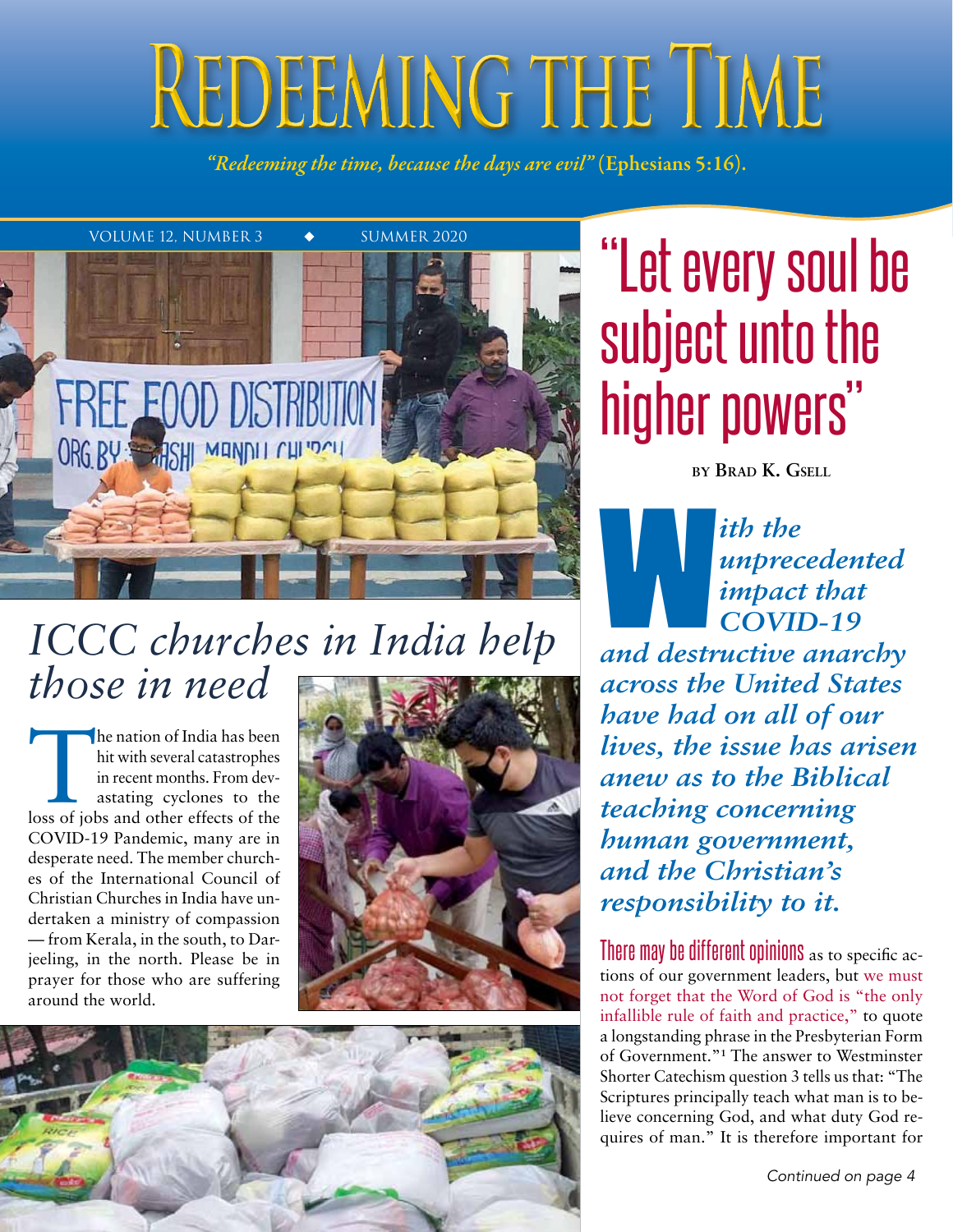# Redeeming the Time

*"Redeeming the time, because the days are evil"* **(Ephesians 5:16).**

VOLUME 12, NUMBER 3 ◆ SUMMER 2020

## *ICCC churches in India help those in need*

The nation of India has been hit with several catastrophes in recent months. From devastating cyclones to the loss of jobs and other effects of the COVID-19 Pandemic, many are in desperate need. The member churches of the International Council of Christian Churches in India have undertaken a ministry of compassion — from Kerala, in the south, to Darjeeling, in the north. Please be in prayer for those who are suffering around the world.

## "Let every soul be subject unto the higher powers"

**BY BRAD K. GSELL**

***With the unprecedented impact that COVID-19 and destructive anarchy across the United States have had on all of our lives, the issue has arisen anew as to the Biblical teaching concerning human government, and the Christian's responsibility to it.***

There may be different opinions as to specific actions of our government leaders, but we must not forget that the Word of God is "the only infallible rule of faith and practice," to quote a longstanding phrase in the Presbyterian Form of Government."[1] The answer to Westminster Shorter Catechism question 3 tells us that: "The Scriptures principally teach what man is to believe concerning God, and what duty God requires of man." It is therefore important for

*Continued on page 4*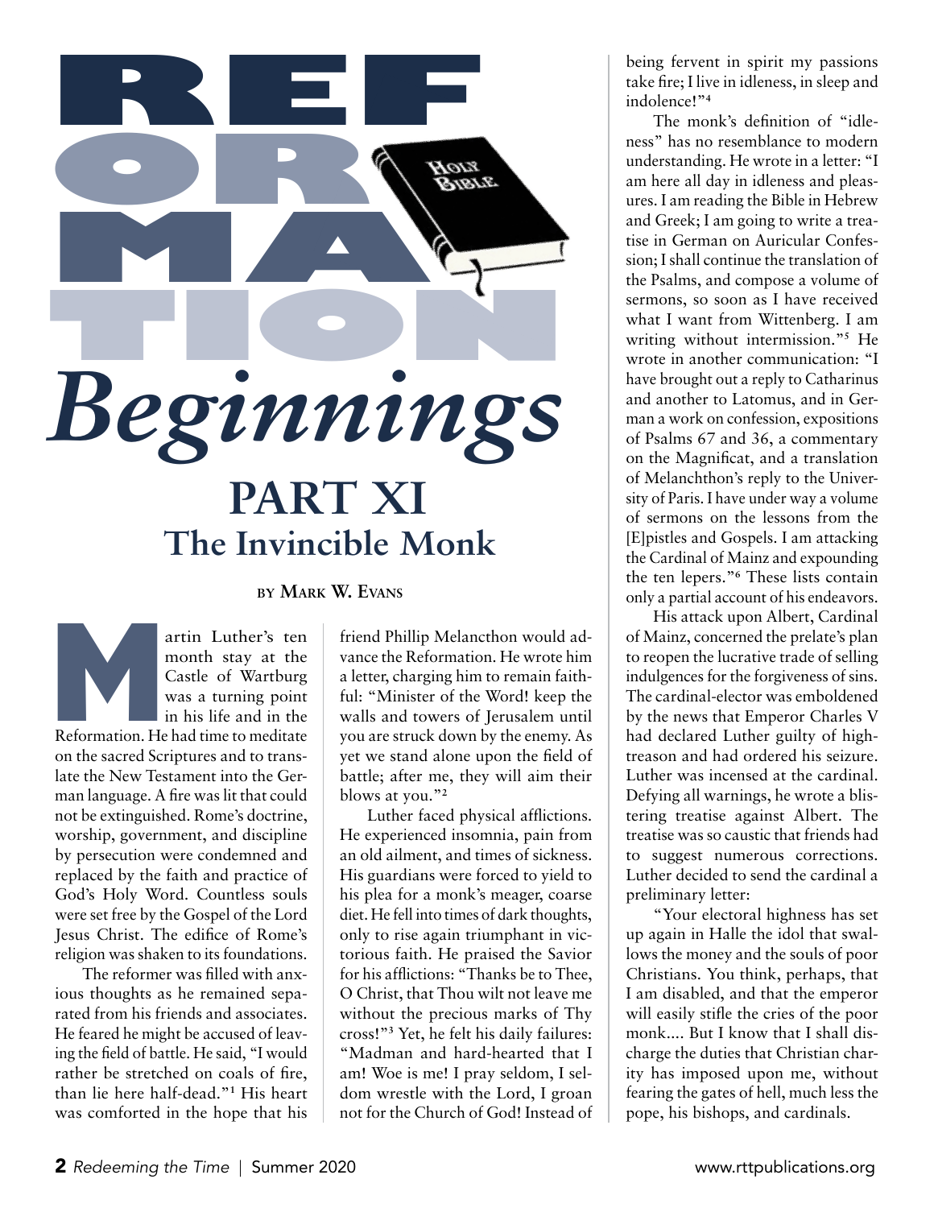# REFORMATION *Beginnings*

## PART XI
## The Invincible Monk

**by Mark W. Evans**

Martin Luther's ten month stay at the Castle of Wartburg was a turning point in his life and in the Reformation. He had time to meditate on the sacred Scriptures and to translate the New Testament into the German language. A fire was lit that could not be extinguished. Rome's doctrine, worship, government, and discipline by persecution were condemned and replaced by the faith and practice of God's Holy Word. Countless souls were set free by the Gospel of the Lord Jesus Christ. The edifice of Rome's religion was shaken to its foundations.

The reformer was filled with anxious thoughts as he remained separated from his friends and associates. He feared he might be accused of leaving the field of battle. He said, "I would rather be stretched on coals of fire, than lie here half-dead."[1] His heart was comforted in the hope that his friend Phillip Melancthon would advance the Reformation. He wrote him a letter, charging him to remain faithful: "Minister of the Word! keep the walls and towers of Jerusalem until you are struck down by the enemy. As yet we stand alone upon the field of battle; after me, they will aim their blows at you."[2]

Luther faced physical afflictions. He experienced insomnia, pain from an old ailment, and times of sickness. His guardians were forced to yield to his plea for a monk's meager, coarse diet. He fell into times of dark thoughts, only to rise again triumphant in victorious faith. He praised the Savior for his afflictions: "Thanks be to Thee, O Christ, that Thou wilt not leave me without the precious marks of Thy cross!"[3] Yet, he felt his daily failures: "Madman and hard-hearted that I am! Woe is me! I pray seldom, I seldom wrestle with the Lord, I groan not for the Church of God! Instead of being fervent in spirit my passions take fire; I live in idleness, in sleep and indolence!"[4]

The monk's definition of "idleness" has no resemblance to modern understanding. He wrote in a letter: "I am here all day in idleness and pleasures. I am reading the Bible in Hebrew and Greek; I am going to write a treatise in German on Auricular Confession; I shall continue the translation of the Psalms, and compose a volume of sermons, so soon as I have received what I want from Wittenberg. I am writing without intermission."[5] He wrote in another communication: "I have brought out a reply to Catharinus and another to Latomus, and in German a work on confession, expositions of Psalms 67 and 36, a commentary on the Magnificat, and a translation of Melanchthon's reply to the University of Paris. I have under way a volume of sermons on the lessons from the [E]pistles and Gospels. I am attacking the Cardinal of Mainz and expounding the ten lepers."[6] These lists contain only a partial account of his endeavors.

His attack upon Albert, Cardinal of Mainz, concerned the prelate's plan to reopen the lucrative trade of selling indulgences for the forgiveness of sins. The cardinal-elector was emboldened by the news that Emperor Charles V had declared Luther guilty of high-treason and had ordered his seizure. Luther was incensed at the cardinal. Defying all warnings, he wrote a blistering treatise against Albert. The treatise was so caustic that friends had to suggest numerous corrections. Luther decided to send the cardinal a preliminary letter:

"Your electoral highness has set up again in Halle the idol that swallows the money and the souls of poor Christians. You think, perhaps, that I am disabled, and that the emperor will easily stifle the cries of the poor monk.... But I know that I shall discharge the duties that Christian charity has imposed upon me, without fearing the gates of hell, much less the pope, his bishops, and cardinals.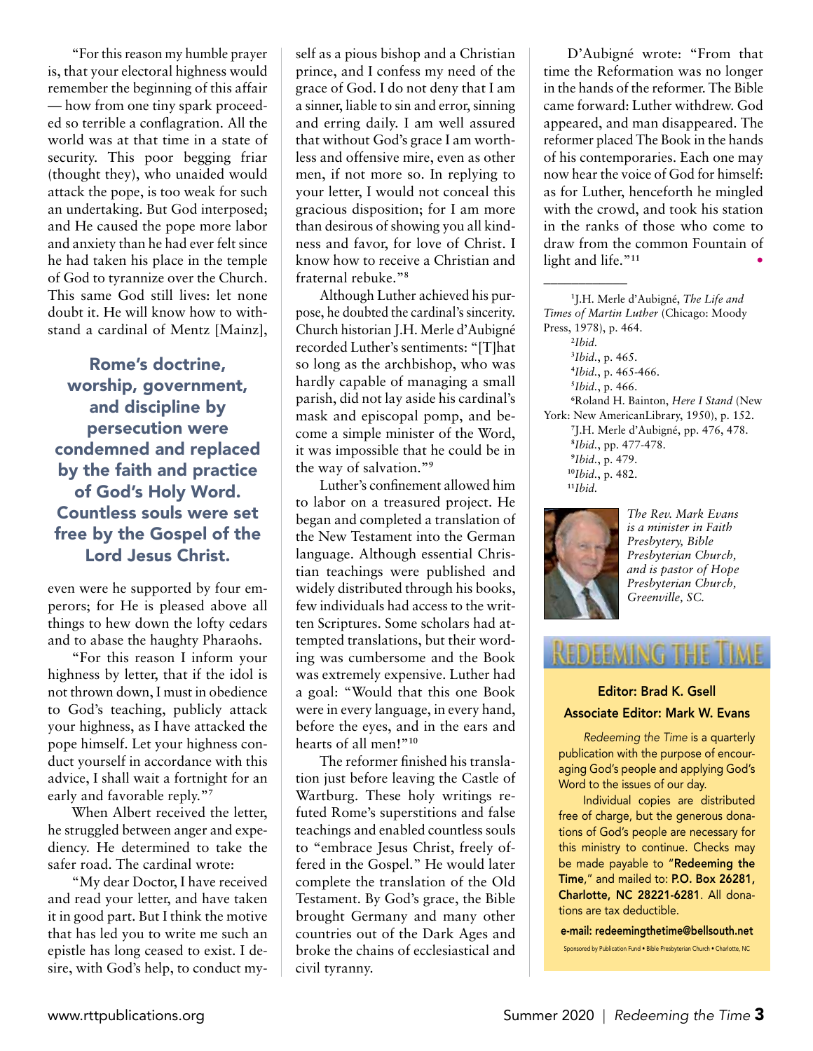"For this reason my humble prayer is, that your electoral highness would remember the beginning of this affair — how from one tiny spark proceeded so terrible a conflagration. All the world was at that time in a state of security. This poor begging friar (thought they), who unaided would attack the pope, is too weak for such an undertaking. But God interposed; and He caused the pope more labor and anxiety than he had ever felt since he had taken his place in the temple of God to tyrannize over the Church. This same God still lives: let none doubt it. He will know how to withstand a cardinal of Mentz [Mainz], even were he supported by four emperors; for He is pleased above all things to hew down the lofty cedars and to abase the haughty Pharaohs.

> **Rome's doctrine, worship, government, and discipline by persecution were condemned and replaced by the faith and practice of God's Holy Word. Countless souls were set free by the Gospel of the Lord Jesus Christ.**

"For this reason I inform your highness by letter, that if the idol is not thrown down, I must in obedience to God's teaching, publicly attack your highness, as I have attacked the pope himself. Let your highness conduct yourself in accordance with this advice, I shall wait a fortnight for an early and favorable reply."[7]

When Albert received the letter, he struggled between anger and expediency. He determined to take the safer road. The cardinal wrote:

"My dear Doctor, I have received and read your letter, and have taken it in good part. But I think the motive that has led you to write me such an epistle has long ceased to exist. I desire, with God's help, to conduct myself as a pious bishop and a Christian prince, and I confess my need of the grace of God. I do not deny that I am a sinner, liable to sin and error, sinning and erring daily. I am well assured that without God's grace I am worthless and offensive mire, even as other men, if not more so. In replying to your letter, I would not conceal this gracious disposition; for I am more than desirous of showing you all kindness and favor, for love of Christ. I know how to receive a Christian and fraternal rebuke."[8]

Although Luther achieved his purpose, he doubted the cardinal's sincerity. Church historian J.H. Merle d'Aubigné recorded Luther's sentiments: "[T]hat so long as the archbishop, who was hardly capable of managing a small parish, did not lay aside his cardinal's mask and episcopal pomp, and become a simple minister of the Word, it was impossible that he could be in the way of salvation."[9]

Luther's confinement allowed him to labor on a treasured project. He began and completed a translation of the New Testament into the German language. Although essential Christian teachings were published and widely distributed through his books, few individuals had access to the written Scriptures. Some scholars had attempted translations, but their wording was cumbersome and the Book was extremely expensive. Luther had a goal: "Would that this one Book were in every language, in every hand, before the eyes, and in the ears and hearts of all men!"[10]

The reformer finished his translation just before leaving the Castle of Wartburg. These holy writings refuted Rome's superstitions and false teachings and enabled countless souls to "embrace Jesus Christ, freely offered in the Gospel." He would later complete the translation of the Old Testament. By God's grace, the Bible brought Germany and many other countries out of the Dark Ages and broke the chains of ecclesiastical and civil tyranny.

D'Aubigné wrote: "From that time the Reformation was no longer in the hands of the reformer. The Bible came forward: Luther withdrew. God appeared, and man disappeared. The reformer placed The Book in the hands of his contemporaries. Each one may now hear the voice of God for himself: as for Luther, henceforth he mingled with the crowd, and took his station in the ranks of those who come to draw from the common Fountain of light and life."[11] •

---

[1] J.H. Merle d'Aubigné, *The Life and Times of Martin Luther* (Chicago: Moody Press, 1978), p. 464.
[2] *Ibid.*
[3] *Ibid.*, p. 465.
[4] *Ibid.*, p. 465-466.
[5] *Ibid.*, p. 466.
[6] Roland H. Bainton, *Here I Stand* (New York: New AmericanLibrary, 1950), p. 152.
[7] J.H. Merle d'Aubigné, pp. 476, 478.
[8] *Ibid.*, pp. 477-478.
[9] *Ibid.*, p. 479.
[10] *Ibid.*, p. 482.
[11] *Ibid.*

*The Rev. Mark Evans is a minister in Faith Presbytery, Bible Presbyterian Church, and is pastor of Hope Presbyterian Church, Greenville, SC.*

## Redeeming the Time

**Editor: Brad K. Gsell**
**Associate Editor: Mark W. Evans**

*Redeeming the Time* is a quarterly publication with the purpose of encouraging God's people and applying God's Word to the issues of our day.

Individual copies are distributed free of charge, but the generous donations of God's people are necessary for this ministry to continue. Checks may be made payable to "**Redeeming the Time**," and mailed to: **P.O. Box 26281, Charlotte, NC 28221-6281**. All donations are tax deductible.

**e-mail: redeemingthetime@bellsouth.net**

Sponsored by Publication Fund • Bible Presbyterian Church • Charlotte, NC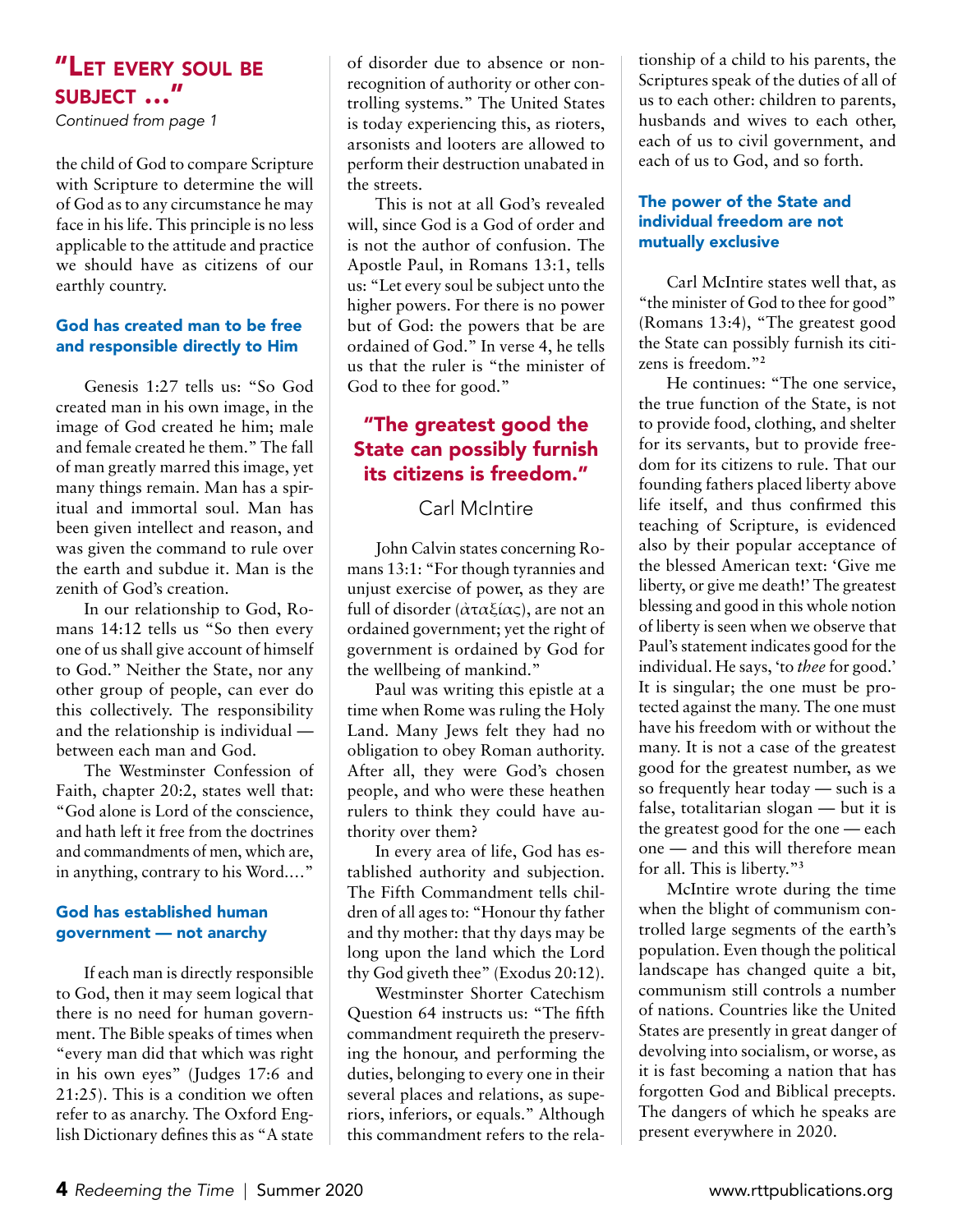# "Let every soul be subject ..."

*Continued from page 1*

the child of God to compare Scripture with Scripture to determine the will of God as to any circumstance he may face in his life. This principle is no less applicable to the attitude and practice we should have as citizens of our earthly country.

## God has created man to be free and responsible directly to Him

Genesis 1:27 tells us: "So God created man in his own image, in the image of God created he him; male and female created he them." The fall of man greatly marred this image, yet many things remain. Man has a spiritual and immortal soul. Man has been given intellect and reason, and was given the command to rule over the earth and subdue it. Man is the zenith of God's creation.

In our relationship to God, Romans 14:12 tells us "So then every one of us shall give account of himself to God." Neither the State, nor any other group of people, can ever do this collectively. The responsibility and the relationship is individual — between each man and God.

The Westminster Confession of Faith, chapter 20:2, states well that: "God alone is Lord of the conscience, and hath left it free from the doctrines and commandments of men, which are, in anything, contrary to his Word...."

## God has established human government — not anarchy

If each man is directly responsible to God, then it may seem logical that there is no need for human government. The Bible speaks of times when "every man did that which was right in his own eyes" (Judges 17:6 and 21:25). This is a condition we often refer to as anarchy. The Oxford English Dictionary defines this as "A state of disorder due to absence or non-recognition of authority or other controlling systems." The United States is today experiencing this, as rioters, arsonists and looters are allowed to perform their destruction unabated in the streets.

This is not at all God's revealed will, since God is a God of order and is not the author of confusion. The Apostle Paul, in Romans 13:1, tells us: "Let every soul be subject unto the higher powers. For there is no power but of God: the powers that be are ordained of God." In verse 4, he tells us that the ruler is "the minister of God to thee for good."

> **"The greatest good the State can possibly furnish its citizens is freedom."**
>
> Carl McIntire

John Calvin states concerning Romans 13:1: "For though tyrannies and unjust exercise of power, as they are full of disorder (ἀταξίας), are not an ordained government; yet the right of government is ordained by God for the wellbeing of mankind."

Paul was writing this epistle at a time when Rome was ruling the Holy Land. Many Jews felt they had no obligation to obey Roman authority. After all, they were God's chosen people, and who were these heathen rulers to think they could have authority over them?

In every area of life, God has established authority and subjection. The Fifth Commandment tells children of all ages to: "Honour thy father and thy mother: that thy days may be long upon the land which the Lord thy God giveth thee" (Exodus 20:12).

Westminster Shorter Catechism Question 64 instructs us: "The fifth commandment requireth the preserving the honour, and performing the duties, belonging to every one in their several places and relations, as superiors, inferiors, or equals." Although this commandment refers to the relationship of a child to his parents, the Scriptures speak of the duties of all of us to each other: children to parents, husbands and wives to each other, each of us to civil government, and each of us to God, and so forth.

## The power of the State and individual freedom are not mutually exclusive

Carl McIntire states well that, as "the minister of God to thee for good" (Romans 13:4), "The greatest good the State can possibly furnish its citizens is freedom."[2]

He continues: "The one service, the true function of the State, is not to provide food, clothing, and shelter for its servants, but to provide freedom for its citizens to rule. That our founding fathers placed liberty above life itself, and thus confirmed this teaching of Scripture, is evidenced also by their popular acceptance of the blessed American text: 'Give me liberty, or give me death!' The greatest blessing and good in this whole notion of liberty is seen when we observe that Paul's statement indicates good for the individual. He says, 'to *thee* for good.' It is singular; the one must be protected against the many. The one must have his freedom with or without the many. It is not a case of the greatest good for the greatest number, as we so frequently hear today — such is a false, totalitarian slogan — but it is the greatest good for the one — each one — and this will therefore mean for all. This is liberty."[3]

McIntire wrote during the time when the blight of communism controlled large segments of the earth's population. Even though the political landscape has changed quite a bit, communism still controls a number of nations. Countries like the United States are presently in great danger of devolving into socialism, or worse, as it is fast becoming a nation that has forgotten God and Biblical precepts. The dangers of which he speaks are present everywhere in 2020.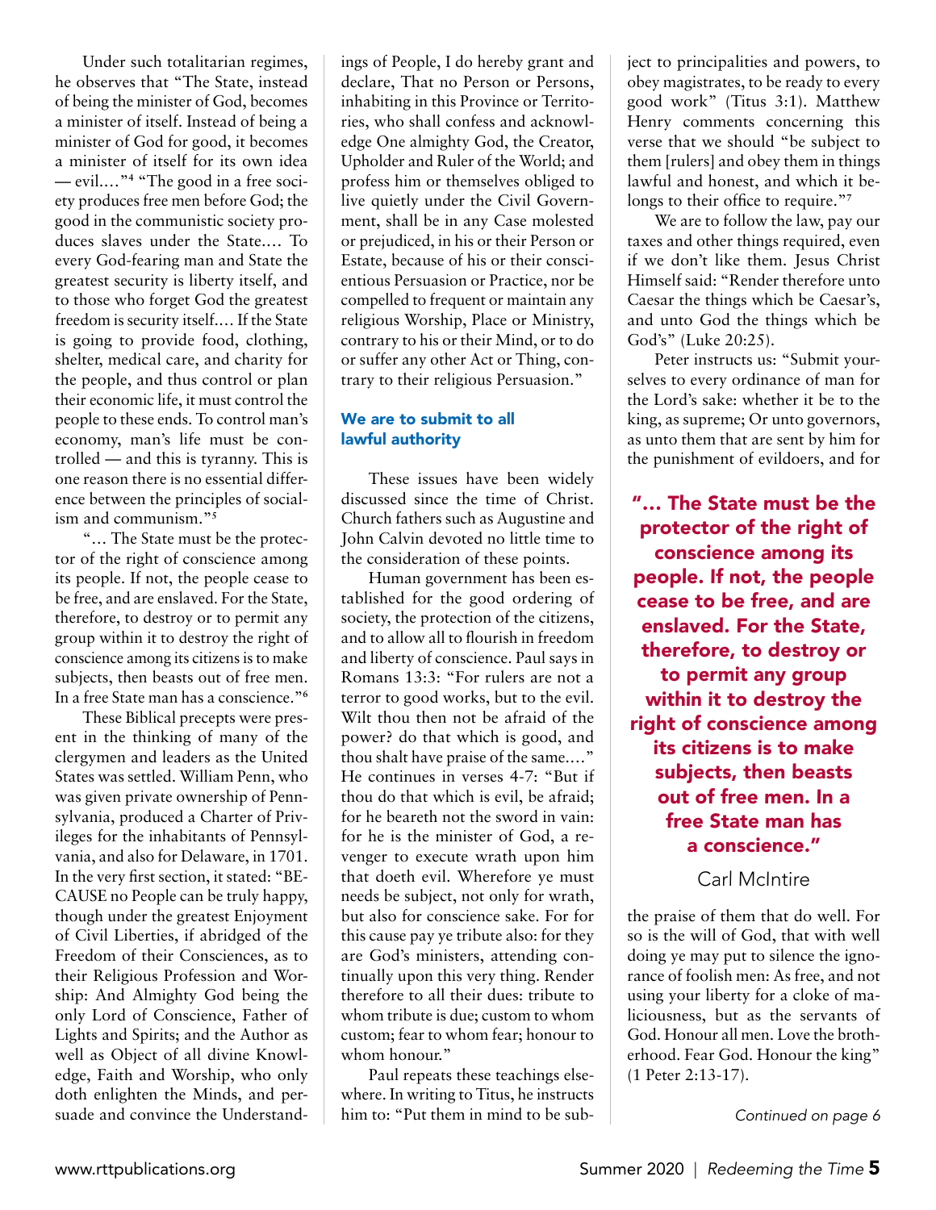Under such totalitarian regimes, he observes that "The State, instead of being the minister of God, becomes a minister of itself. Instead of being a minister of God for good, it becomes a minister of itself for its own idea — evil...."[4] "The good in a free society produces free men before God; the good in the communistic society produces slaves under the State.... To every God-fearing man and State the greatest security is liberty itself, and to those who forget God the greatest freedom is security itself.... If the State is going to provide food, clothing, shelter, medical care, and charity for the people, and thus control or plan their economic life, it must control the people to these ends. To control man's economy, man's life must be controlled — and this is tyranny. This is one reason there is no essential difference between the principles of socialism and communism."[5]

"... The State must be the protector of the right of conscience among its people. If not, the people cease to be free, and are enslaved. For the State, therefore, to destroy or to permit any group within it to destroy the right of conscience among its citizens is to make subjects, then beasts out of free men. In a free State man has a conscience."[6]

These Biblical precepts were present in the thinking of many of the clergymen and leaders as the United States was settled. William Penn, who was given private ownership of Pennsylvania, produced a Charter of Privileges for the inhabitants of Pennsylvania, and also for Delaware, in 1701. In the very first section, it stated: "BECAUSE no People can be truly happy, though under the greatest Enjoyment of Civil Liberties, if abridged of the Freedom of their Consciences, as to their Religious Profession and Worship: And Almighty God being the only Lord of Conscience, Father of Lights and Spirits; and the Author as well as Object of all divine Knowledge, Faith and Worship, who only doth enlighten the Minds, and persuade and convince the Understandings of People, I do hereby grant and declare, That no Person or Persons, inhabiting in this Province or Territories, who shall confess and acknowledge One almighty God, the Creator, Upholder and Ruler of the World; and profess him or themselves obliged to live quietly under the Civil Government, shall be in any Case molested or prejudiced, in his or their Person or Estate, because of his or their conscientious Persuasion or Practice, nor be compelled to frequent or maintain any religious Worship, Place or Ministry, contrary to his or their Mind, or to do or suffer any other Act or Thing, contrary to their religious Persuasion."

### We are to submit to all lawful authority

These issues have been widely discussed since the time of Christ. Church fathers such as Augustine and John Calvin devoted no little time to the consideration of these points.

Human government has been established for the good ordering of society, the protection of the citizens, and to allow all to flourish in freedom and liberty of conscience. Paul says in Romans 13:3: "For rulers are not a terror to good works, but to the evil. Wilt thou then not be afraid of the power? do that which is good, and thou shalt have praise of the same...." He continues in verses 4-7: "But if thou do that which is evil, be afraid; for he beareth not the sword in vain: for he is the minister of God, a revenger to execute wrath upon him that doeth evil. Wherefore ye must needs be subject, not only for wrath, but also for conscience sake. For for this cause pay ye tribute also: for they are God's ministers, attending continually upon this very thing. Render therefore to all their dues: tribute to whom tribute is due; custom to whom custom; fear to whom fear; honour to whom honour."

Paul repeats these teachings elsewhere. In writing to Titus, he instructs him to: "Put them in mind to be subject to principalities and powers, to obey magistrates, to be ready to every good work" (Titus 3:1). Matthew Henry comments concerning this verse that we should "be subject to them [rulers] and obey them in things lawful and honest, and which it belongs to their office to require."[7]

We are to follow the law, pay our taxes and other things required, even if we don't like them. Jesus Christ Himself said: "Render therefore unto Caesar the things which be Caesar's, and unto God the things which be God's" (Luke 20:25).

Peter instructs us: "Submit yourselves to every ordinance of man for the Lord's sake: whether it be to the king, as supreme; Or unto governors, as unto them that are sent by him for the punishment of evildoers, and for the praise of them that do well. For so is the will of God, that with well doing ye may put to silence the ignorance of foolish men: As free, and not using your liberty for a cloke of maliciousness, but as the servants of God. Honour all men. Love the brotherhood. Fear God. Honour the king" (1 Peter 2:13-17).

**"... The State must be the protector of the right of conscience among its people. If not, the people cease to be free, and are enslaved. For the State, therefore, to destroy or to permit any group within it to destroy the right of conscience among its citizens is to make subjects, then beasts out of free men. In a free State man has a conscience."**

Carl McIntire

*Continued on page 6*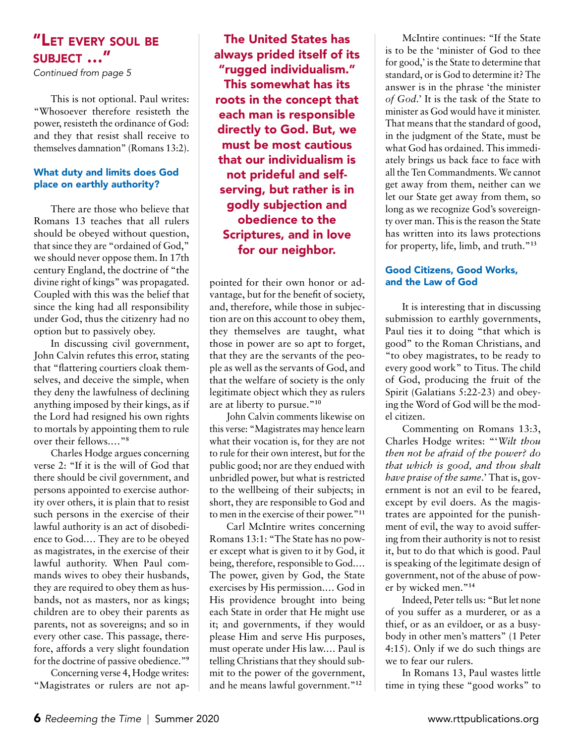## "Let every soul be subject …"

*Continued from page 5*

This is not optional. Paul writes: "Whosoever therefore resisteth the power, resisteth the ordinance of God: and they that resist shall receive to themselves damnation" (Romans 13:2).

### What duty and limits does God place on earthly authority?

There are those who believe that Romans 13 teaches that all rulers should be obeyed without question, that since they are "ordained of God," we should never oppose them. In 17th century England, the doctrine of "the divine right of kings" was propagated. Coupled with this was the belief that since the king had all responsibility under God, thus the citizenry had no option but to passively obey.

In discussing civil government, John Calvin refutes this error, stating that "flattering courtiers cloak themselves, and deceive the simple, when they deny the lawfulness of declining anything imposed by their kings, as if the Lord had resigned his own rights to mortals by appointing them to rule over their fellows.…"[8]

Charles Hodge argues concerning verse 2: "If it is the will of God that there should be civil government, and persons appointed to exercise authority over others, it is plain that to resist such persons in the exercise of their lawful authority is an act of disobedience to God.… They are to be obeyed as magistrates, in the exercise of their lawful authority. When Paul commands wives to obey their husbands, they are required to obey them as husbands, not as masters, nor as kings; children are to obey their parents as parents, not as sovereigns; and so in every other case. This passage, therefore, affords a very slight foundation for the doctrine of passive obedience."[9]

Concerning verse 4, Hodge writes: "Magistrates or rulers are not appointed for their own honor or advantage, but for the benefit of society, and, therefore, while those in subjection are on this account to obey them, they themselves are taught, what those in power are so apt to forget, that they are the servants of the people as well as the servants of God, and that the welfare of society is the only legitimate object which they as rulers are at liberty to pursue."[10]

> **The United States has always prided itself of its "rugged individualism." This somewhat has its roots in the concept that each man is responsible directly to God. But, we must be most cautious that our individualism is not prideful and self-serving, but rather is in godly subjection and obedience to the Scriptures, and in love for our neighbor.**

John Calvin comments likewise on this verse: "Magistrates may hence learn what their vocation is, for they are not to rule for their own interest, but for the public good; nor are they endued with unbridled power, but what is restricted to the wellbeing of their subjects; in short, they are responsible to God and to men in the exercise of their power."[11]

Carl McIntire writes concerning Romans 13:1: "The State has no power except what is given to it by God, it being, therefore, responsible to God.… The power, given by God, the State exercises by His permission.… God in His providence brought into being each State in order that He might use it; and governments, if they would please Him and serve His purposes, must operate under His law.… Paul is telling Christians that they should submit to the power of the government, and he means lawful government."[12]

McIntire continues: "If the State is to be the 'minister of God to thee for good,' is the State to determine that standard, or is God to determine it? The answer is in the phrase 'the minister *of God*.' It is the task of the State to minister as God would have it minister. That means that the standard of good, in the judgment of the State, must be what God has ordained. This immediately brings us back face to face with all the Ten Commandments. We cannot get away from them, neither can we let our State get away from them, so long as we recognize God's sovereignty over man. This is the reason the State has written into its laws protections for property, life, limb, and truth."[13]

### Good Citizens, Good Works, and the Law of God

It is interesting that in discussing submission to earthly governments, Paul ties it to doing "that which is good" to the Roman Christians, and "to obey magistrates, to be ready to every good work" to Titus. The child of God, producing the fruit of the Spirit (Galatians 5:22-23) and obeying the Word of God will be the model citizen.

Commenting on Romans 13:3, Charles Hodge writes: "'*Wilt thou then not be afraid of the power? do that which is good, and thou shalt have praise of the same*.' That is, government is not an evil to be feared, except by evil doers. As the magistrates are appointed for the punishment of evil, the way to avoid suffering from their authority is not to resist it, but to do that which is good. Paul is speaking of the legitimate design of government, not of the abuse of power by wicked men."[14]

Indeed, Peter tells us: "But let none of you suffer as a murderer, or as a thief, or as an evildoer, or as a busybody in other men's matters" (1 Peter 4:15). Only if we do such things are we to fear our rulers.

In Romans 13, Paul wastes little time in tying these "good works" to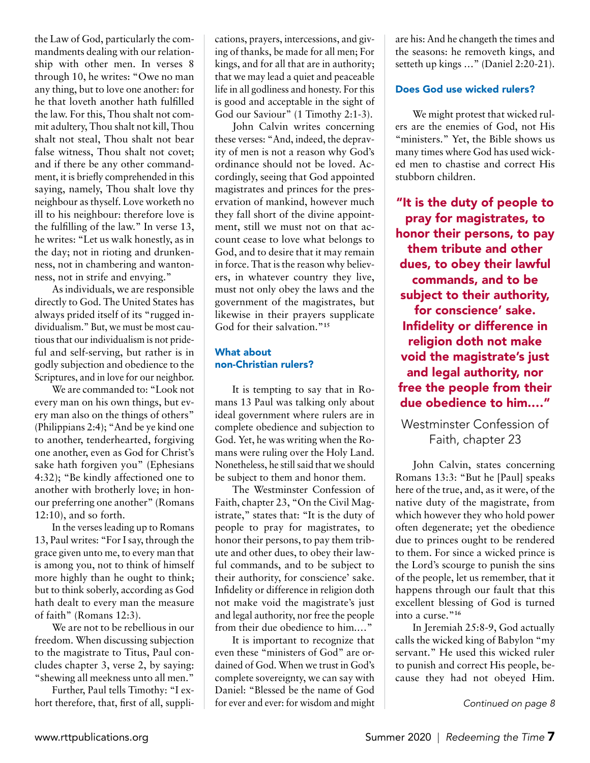the Law of God, particularly the commandments dealing with our relationship with other men. In verses 8 through 10, he writes: "Owe no man any thing, but to love one another: for he that loveth another hath fulfilled the law. For this, Thou shalt not commit adultery, Thou shalt not kill, Thou shalt not steal, Thou shalt not bear false witness, Thou shalt not covet; and if there be any other commandment, it is briefly comprehended in this saying, namely, Thou shalt love thy neighbour as thyself. Love worketh no ill to his neighbour: therefore love is the fulfilling of the law." In verse 13, he writes: "Let us walk honestly, as in the day; not in rioting and drunkenness, not in chambering and wantonness, not in strife and envying."

As individuals, we are responsible directly to God. The United States has always prided itself of its "rugged individualism." But, we must be most cautious that our individualism is not prideful and self-serving, but rather is in godly subjection and obedience to the Scriptures, and in love for our neighbor.

We are commanded to: "Look not every man on his own things, but every man also on the things of others" (Philippians 2:4); "And be ye kind one to another, tenderhearted, forgiving one another, even as God for Christ's sake hath forgiven you" (Ephesians 4:32); "Be kindly affectioned one to another with brotherly love; in honour preferring one another" (Romans 12:10), and so forth.

In the verses leading up to Romans 13, Paul writes: "For I say, through the grace given unto me, to every man that is among you, not to think of himself more highly than he ought to think; but to think soberly, according as God hath dealt to every man the measure of faith" (Romans 12:3).

We are not to be rebellious in our freedom. When discussing subjection to the magistrate to Titus, Paul concludes chapter 3, verse 2, by saying: "shewing all meekness unto all men."

Further, Paul tells Timothy: "I exhort therefore, that, first of all, supplications, prayers, intercessions, and giving of thanks, be made for all men; For kings, and for all that are in authority; that we may lead a quiet and peaceable life in all godliness and honesty. For this is good and acceptable in the sight of God our Saviour" (1 Timothy 2:1-3).

John Calvin writes concerning these verses: "And, indeed, the depravity of men is not a reason why God's ordinance should not be loved. Accordingly, seeing that God appointed magistrates and princes for the preservation of mankind, however much they fall short of the divine appointment, still we must not on that account cease to love what belongs to God, and to desire that it may remain in force. That is the reason why believers, in whatever country they live, must not only obey the laws and the government of the magistrates, but likewise in their prayers supplicate God for their salvation."[15]

### What about non-Christian rulers?

It is tempting to say that in Romans 13 Paul was talking only about ideal government where rulers are in complete obedience and subjection to God. Yet, he was writing when the Romans were ruling over the Holy Land. Nonetheless, he still said that we should be subject to them and honor them.

The Westminster Confession of Faith, chapter 23, "On the Civil Magistrate," states that: "It is the duty of people to pray for magistrates, to honor their persons, to pay them tribute and other dues, to obey their lawful commands, and to be subject to their authority, for conscience' sake. Infidelity or difference in religion doth not make void the magistrate's just and legal authority, nor free the people from their due obedience to him...."

It is important to recognize that even these "ministers of God" are ordained of God. When we trust in God's complete sovereignty, we can say with Daniel: "Blessed be the name of God for ever and ever: for wisdom and might are his: And he changeth the times and the seasons: he removeth kings, and setteth up kings ..." (Daniel 2:20-21).

### Does God use wicked rulers?

We might protest that wicked rulers are the enemies of God, not His "ministers." Yet, the Bible shows us many times where God has used wicked men to chastise and correct His stubborn children.

> **"It is the duty of people to pray for magistrates, to honor their persons, to pay them tribute and other dues, to obey their lawful commands, and to be subject to their authority, for conscience' sake. Infidelity or difference in religion doth not make void the magistrate's just and legal authority, nor free the people from their due obedience to him...."**
>
> Westminster Confession of Faith, chapter 23

John Calvin, states concerning Romans 13:3: "But he [Paul] speaks here of the true, and, as it were, of the native duty of the magistrate, from which however they who hold power often degenerate; yet the obedience due to princes ought to be rendered to them. For since a wicked prince is the Lord's scourge to punish the sins of the people, let us remember, that it happens through our fault that this excellent blessing of God is turned into a curse."[16]

In Jeremiah 25:8-9, God actually calls the wicked king of Babylon "my servant." He used this wicked ruler to punish and correct His people, because they had not obeyed Him.

*Continued on page 8*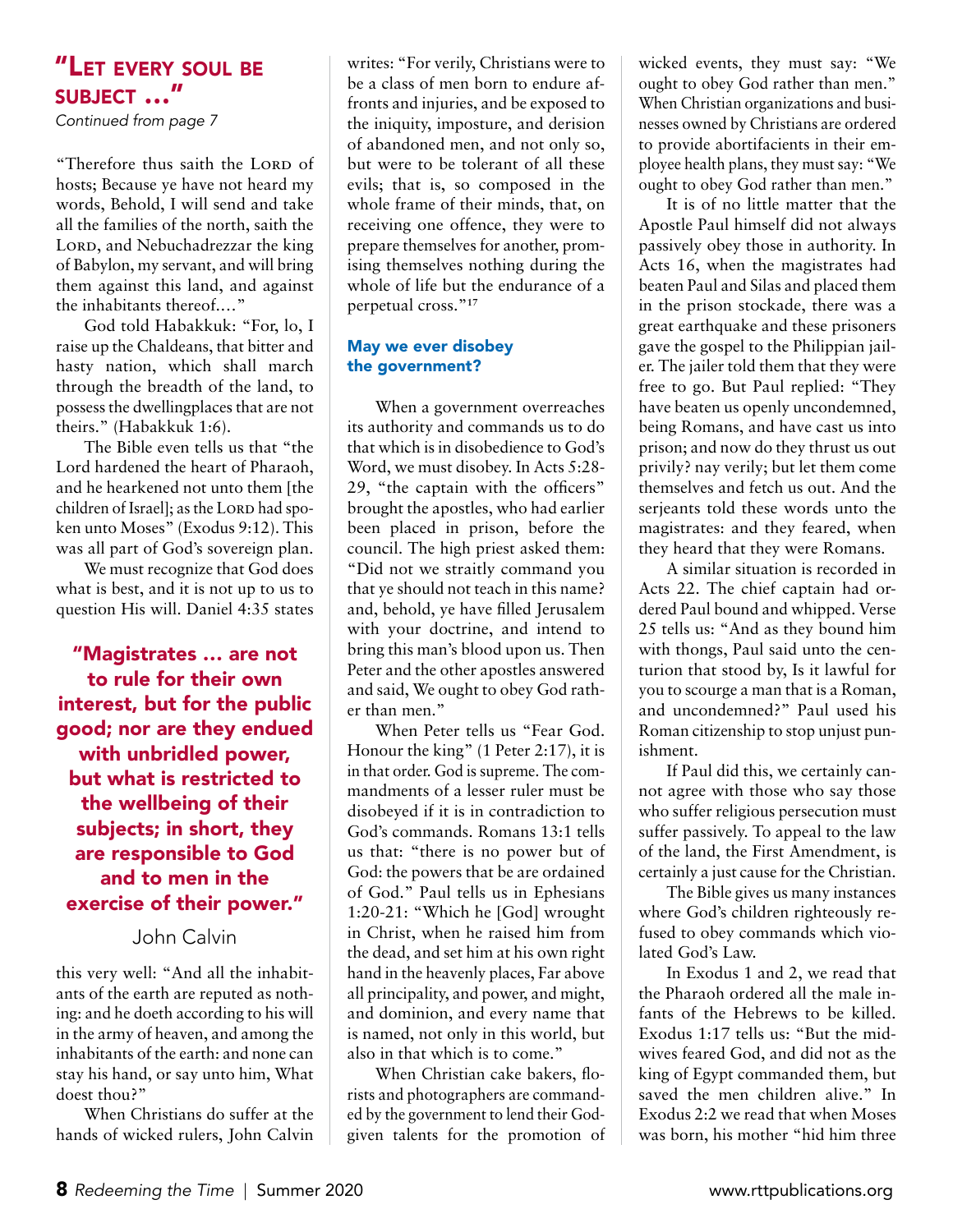## "Let every soul be subject ..."

*Continued from page 7*

"Therefore thus saith the Lord of hosts; Because ye have not heard my words, Behold, I will send and take all the families of the north, saith the Lord, and Nebuchadrezzar the king of Babylon, my servant, and will bring them against this land, and against the inhabitants thereof...."

God told Habakkuk: "For, lo, I raise up the Chaldeans, that bitter and hasty nation, which shall march through the breadth of the land, to possess the dwellingplaces that are not theirs." (Habakkuk 1:6).

The Bible even tells us that "the Lord hardened the heart of Pharaoh, and he hearkened not unto them [the children of Israel]; as the Lord had spoken unto Moses" (Exodus 9:12). This was all part of God's sovereign plan.

We must recognize that God does what is best, and it is not up to us to question His will. Daniel 4:35 states this very well: "And all the inhabitants of the earth are reputed as nothing: and he doeth according to his will in the army of heaven, and among the inhabitants of the earth: and none can stay his hand, or say unto him, What doest thou?"

> **"Magistrates ... are not to rule for their own interest, but for the public good; nor are they endued with unbridled power, but what is restricted to the wellbeing of their subjects; in short, they are responsible to God and to men in the exercise of their power."**
>
> John Calvin

When Christians do suffer at the hands of wicked rulers, John Calvin writes: "For verily, Christians were to be a class of men born to endure affronts and injuries, and be exposed to the iniquity, imposture, and derision of abandoned men, and not only so, but were to be tolerant of all these evils; that is, so composed in the whole frame of their minds, that, on receiving one offence, they were to prepare themselves for another, promising themselves nothing during the whole of life but the endurance of a perpetual cross."[17]

### May we ever disobey the government?

When a government overreaches its authority and commands us to do that which is in disobedience to God's Word, we must disobey. In Acts 5:28-29, "the captain with the officers" brought the apostles, who had earlier been placed in prison, before the council. The high priest asked them: "Did not we straitly command you that ye should not teach in this name? and, behold, ye have filled Jerusalem with your doctrine, and intend to bring this man's blood upon us. Then Peter and the other apostles answered and said, We ought to obey God rather than men."

When Peter tells us "Fear God. Honour the king" (1 Peter 2:17), it is in that order. God is supreme. The commandments of a lesser ruler must be disobeyed if it is in contradiction to God's commands. Romans 13:1 tells us that: "there is no power but of God: the powers that be are ordained of God." Paul tells us in Ephesians 1:20-21: "Which he [God] wrought in Christ, when he raised him from the dead, and set him at his own right hand in the heavenly places, Far above all principality, and power, and might, and dominion, and every name that is named, not only in this world, but also in that which is to come."

When Christian cake bakers, florists and photographers are commanded by the government to lend their God-given talents for the promotion of wicked events, they must say: "We ought to obey God rather than men." When Christian organizations and businesses owned by Christians are ordered to provide abortifacients in their employee health plans, they must say: "We ought to obey God rather than men."

It is of no little matter that the Apostle Paul himself did not always passively obey those in authority. In Acts 16, when the magistrates had beaten Paul and Silas and placed them in the prison stockade, there was a great earthquake and these prisoners gave the gospel to the Philippian jailer. The jailer told them that they were free to go. But Paul replied: "They have beaten us openly uncondemned, being Romans, and have cast us into prison; and now do they thrust us out privily? nay verily; but let them come themselves and fetch us out. And the serjeants told these words unto the magistrates: and they feared, when they heard that they were Romans.

A similar situation is recorded in Acts 22. The chief captain had ordered Paul bound and whipped. Verse 25 tells us: "And as they bound him with thongs, Paul said unto the centurion that stood by, Is it lawful for you to scourge a man that is a Roman, and uncondemned?" Paul used his Roman citizenship to stop unjust punishment.

If Paul did this, we certainly cannot agree with those who say those who suffer religious persecution must suffer passively. To appeal to the law of the land, the First Amendment, is certainly a just cause for the Christian.

The Bible gives us many instances where God's children righteously refused to obey commands which violated God's Law.

In Exodus 1 and 2, we read that the Pharaoh ordered all the male infants of the Hebrews to be killed. Exodus 1:17 tells us: "But the midwives feared God, and did not as the king of Egypt commanded them, but saved the men children alive." In Exodus 2:2 we read that when Moses was born, his mother "hid him three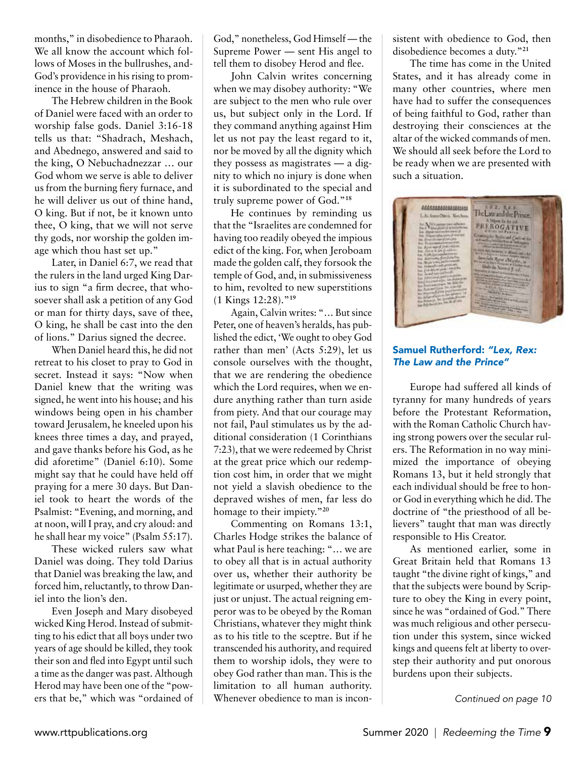months," in disobedience to Pharaoh. We all know the account which follows of Moses in the bullrushes, and God's providence in his rising to prominence in the house of Pharaoh.

The Hebrew children in the Book of Daniel were faced with an order to worship false gods. Daniel 3:16-18 tells us that: "Shadrach, Meshach, and Abednego, answered and said to the king, O Nebuchadnezzar … our God whom we serve is able to deliver us from the burning fiery furnace, and he will deliver us out of thine hand, O king. But if not, be it known unto thee, O king, that we will not serve thy gods, nor worship the golden image which thou hast set up."

Later, in Daniel 6:7, we read that the rulers in the land urged King Darius to sign "a firm decree, that whosoever shall ask a petition of any God or man for thirty days, save of thee, O king, he shall be cast into the den of lions." Darius signed the decree.

When Daniel heard this, he did not retreat to his closet to pray to God in secret. Instead it says: "Now when Daniel knew that the writing was signed, he went into his house; and his windows being open in his chamber toward Jerusalem, he kneeled upon his knees three times a day, and prayed, and gave thanks before his God, as he did aforetime" (Daniel 6:10). Some might say that he could have held off praying for a mere 30 days. But Daniel took to heart the words of the Psalmist: "Evening, and morning, and at noon, will I pray, and cry aloud: and he shall hear my voice" (Psalm 55:17).

These wicked rulers saw what Daniel was doing. They told Darius that Daniel was breaking the law, and forced him, reluctantly, to throw Daniel into the lion's den.

Even Joseph and Mary disobeyed wicked King Herod. Instead of submitting to his edict that all boys under two years of age should be killed, they took their son and fled into Egypt until such a time as the danger was past. Although Herod may have been one of the "powers that be," which was "ordained of God," nonetheless, God Himself — the Supreme Power — sent His angel to tell them to disobey Herod and flee.

John Calvin writes concerning when we may disobey authority: "We are subject to the men who rule over us, but subject only in the Lord. If they command anything against Him let us not pay the least regard to it, nor be moved by all the dignity which they possess as magistrates — a dignity to which no injury is done when it is subordinated to the special and truly supreme power of God."[18]

He continues by reminding us that the "Israelites are condemned for having too readily obeyed the impious edict of the king. For, when Jeroboam made the golden calf, they forsook the temple of God, and, in submissiveness to him, revolted to new superstitions (1 Kings 12:28)."[19]

Again, Calvin writes: "… But since Peter, one of heaven's heralds, has published the edict, 'We ought to obey God rather than men' (Acts 5:29), let us console ourselves with the thought, that we are rendering the obedience which the Lord requires, when we endure anything rather than turn aside from piety. And that our courage may not fail, Paul stimulates us by the additional consideration (1 Corinthians 7:23), that we were redeemed by Christ at the great price which our redemption cost him, in order that we might not yield a slavish obedience to the depraved wishes of men, far less do homage to their impiety."[20]

Commenting on Romans 13:1, Charles Hodge strikes the balance of what Paul is here teaching: "… we are to obey all that is in actual authority over us, whether their authority be legitimate or usurped, whether they are just or unjust. The actual reigning emperor was to be obeyed by the Roman Christians, whatever they might think as to his title to the sceptre. But if he transcended his authority, and required them to worship idols, they were to obey God rather than man. This is the limitation to all human authority. Whenever obedience to man is inconsistent with obedience to God, then disobedience becomes a duty."[21]

The time has come in the United States, and it has already come in many other countries, where men have had to suffer the consequences of being faithful to God, rather than destroying their consciences at the altar of the wicked commands of men. We should all seek before the Lord to be ready when we are presented with such a situation.

**Samuel Rutherford: *"Lex, Rex: The Law and the Prince"***

Europe had suffered all kinds of tyranny for many hundreds of years before the Protestant Reformation, with the Roman Catholic Church having strong powers over the secular rulers. The Reformation in no way minimized the importance of obeying Romans 13, but it held strongly that each individual should be free to honor God in everything which he did. The doctrine of "the priesthood of all believers" taught that man was directly responsible to His Creator.

As mentioned earlier, some in Great Britain held that Romans 13 taught "the divine right of kings," and that the subjects were bound by Scripture to obey the King in every point, since he was "ordained of God." There was much religious and other persecution under this system, since wicked kings and queens felt at liberty to overstep their authority and put onorous burdens upon their subjects.

*Continued on page 10*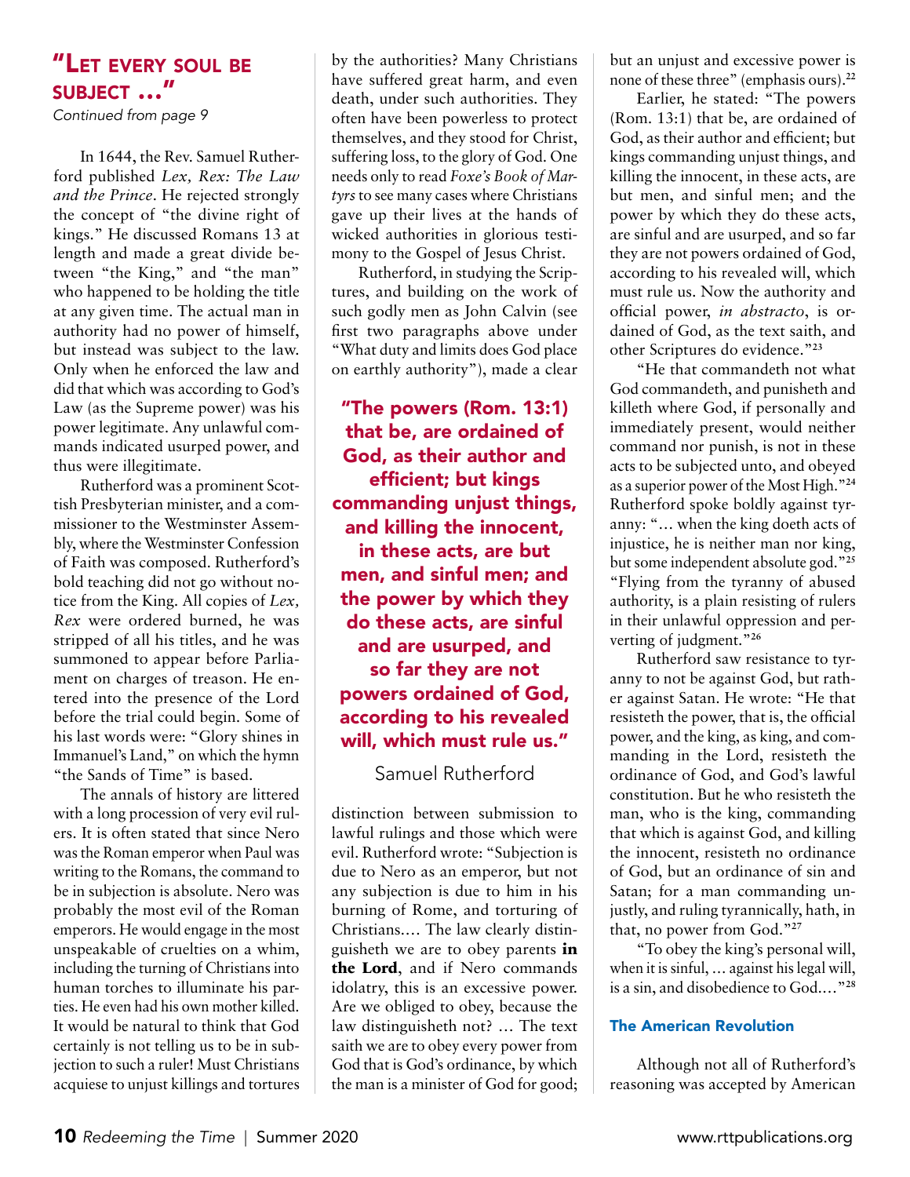## "Let every soul be subject …"

*Continued from page 9*

In 1644, the Rev. Samuel Rutherford published *Lex, Rex: The Law and the Prince*. He rejected strongly the concept of "the divine right of kings." He discussed Romans 13 at length and made a great divide between "the King," and "the man" who happened to be holding the title at any given time. The actual man in authority had no power of himself, but instead was subject to the law. Only when he enforced the law and did that which was according to God's Law (as the Supreme power) was his power legitimate. Any unlawful commands indicated usurped power, and thus were illegitimate.

Rutherford was a prominent Scottish Presbyterian minister, and a commissioner to the Westminster Assembly, where the Westminster Confession of Faith was composed. Rutherford's bold teaching did not go without notice from the King. All copies of *Lex, Rex* were ordered burned, he was stripped of all his titles, and he was summoned to appear before Parliament on charges of treason. He entered into the presence of the Lord before the trial could begin. Some of his last words were: "Glory shines in Immanuel's Land," on which the hymn "the Sands of Time" is based.

The annals of history are littered with a long procession of very evil rulers. It is often stated that since Nero was the Roman emperor when Paul was writing to the Romans, the command to be in subjection is absolute. Nero was probably the most evil of the Roman emperors. He would engage in the most unspeakable of cruelties on a whim, including the turning of Christians into human torches to illuminate his parties. He even had his own mother killed. It would be natural to think that God certainly is not telling us to be in subjection to such a ruler! Must Christians acquiese to unjust killings and tortures by the authorities? Many Christians have suffered great harm, and even death, under such authorities. They often have been powerless to protect themselves, and they stood for Christ, suffering loss, to the glory of God. One needs only to read *Foxe's Book of Martyrs* to see many cases where Christians gave up their lives at the hands of wicked authorities in glorious testimony to the Gospel of Jesus Christ.

Rutherford, in studying the Scriptures, and building on the work of such godly men as John Calvin (see first two paragraphs above under "What duty and limits does God place on earthly authority"), made a clear distinction between submission to lawful rulings and those which were evil. Rutherford wrote: "Subjection is due to Nero as an emperor, but not any subjection is due to him in his burning of Rome, and torturing of Christians.… The law clearly distinguisheth we are to obey parents **in the Lord**, and if Nero commands idolatry, this is an excessive power. Are we obliged to obey, because the law distinguisheth not? … The text saith we are to obey every power from God that is God's ordinance, by which the man is a minister of God for good; but an unjust and excessive power is none of these three" (emphasis ours).[22]

> **"The powers (Rom. 13:1) that be, are ordained of God, as their author and efficient; but kings commanding unjust things, and killing the innocent, in these acts, are but men, and sinful men; and the power by which they do these acts, are sinful and are usurped, and so far they are not powers ordained of God, according to his revealed will, which must rule us."**
>
> Samuel Rutherford

Earlier, he stated: "The powers (Rom. 13:1) that be, are ordained of God, as their author and efficient; but kings commanding unjust things, and killing the innocent, in these acts, are but men, and sinful men; and the power by which they do these acts, are sinful and are usurped, and so far they are not powers ordained of God, according to his revealed will, which must rule us. Now the authority and official power, *in abstracto*, is ordained of God, as the text saith, and other Scriptures do evidence."[23]

"He that commandeth not what God commandeth, and punisheth and killeth where God, if personally and immediately present, would neither command nor punish, is not in these acts to be subjected unto, and obeyed as a superior power of the Most High."[24] Rutherford spoke boldly against tyranny: "… when the king doeth acts of injustice, he is neither man nor king, but some independent absolute god."[25] "Flying from the tyranny of abused authority, is a plain resisting of rulers in their unlawful oppression and perverting of judgment."[26]

Rutherford saw resistance to tyranny to not be against God, but rather against Satan. He wrote: "He that resisteth the power, that is, the official power, and the king, as king, and commanding in the Lord, resisteth the ordinance of God, and God's lawful constitution. But he who resisteth the man, who is the king, commanding that which is against God, and killing the innocent, resisteth no ordinance of God, but an ordinance of sin and Satan; for a man commanding unjustly, and ruling tyrannically, hath, in that, no power from God."[27]

"To obey the king's personal will, when it is sinful, … against his legal will, is a sin, and disobedience to God.…"[28]

### The American Revolution

Although not all of Rutherford's reasoning was accepted by American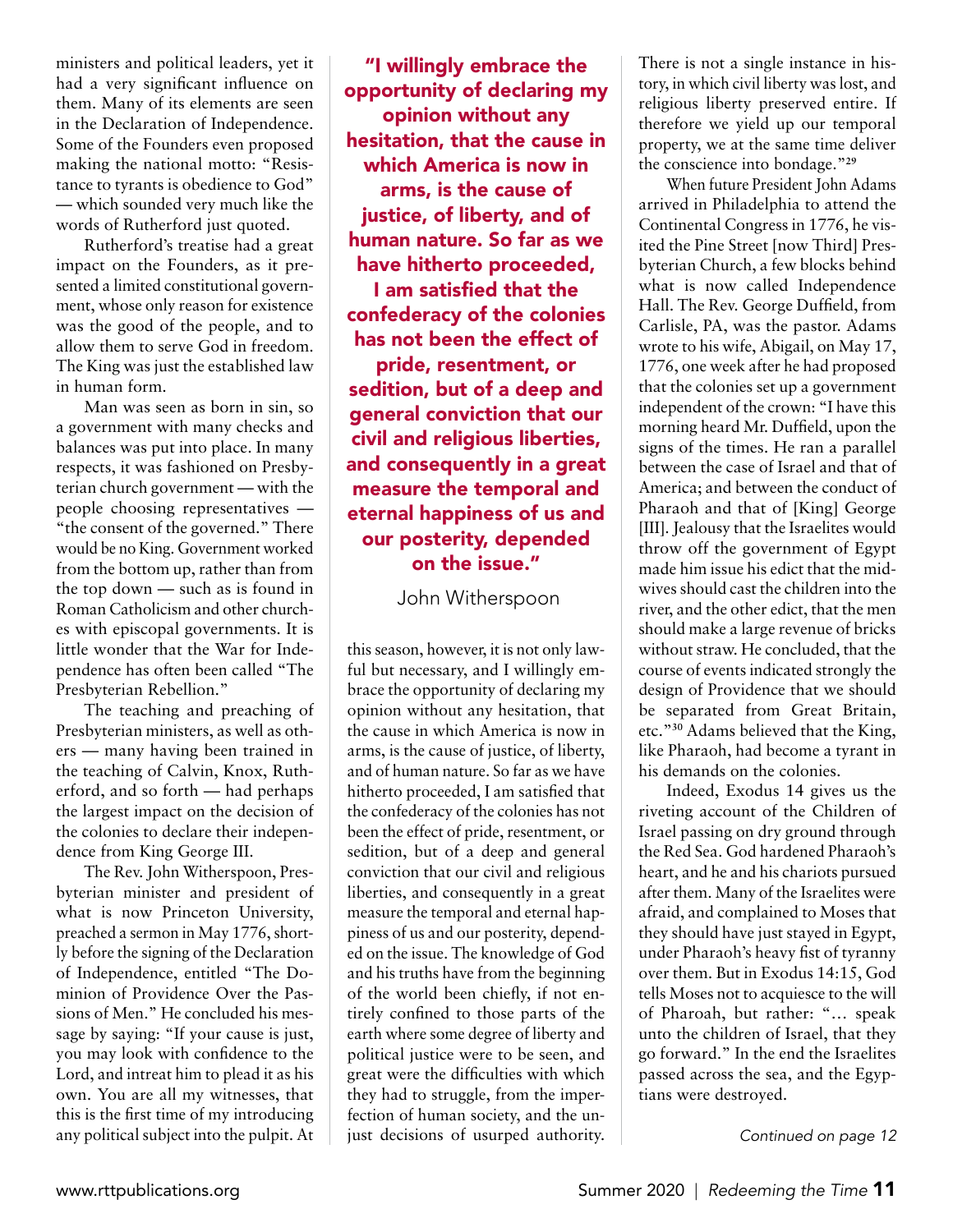ministers and political leaders, yet it had a very significant influence on them. Many of its elements are seen in the Declaration of Independence. Some of the Founders even proposed making the national motto: "Resistance to tyrants is obedience to God" — which sounded very much like the words of Rutherford just quoted.

Rutherford's treatise had a great impact on the Founders, as it presented a limited constitutional government, whose only reason for existence was the good of the people, and to allow them to serve God in freedom. The King was just the established law in human form.

Man was seen as born in sin, so a government with many checks and balances was put into place. In many respects, it was fashioned on Presbyterian church government — with the people choosing representatives — "the consent of the governed." There would be no King. Government worked from the bottom up, rather than from the top down — such as is found in Roman Catholicism and other churches with episcopal governments. It is little wonder that the War for Independence has often been called "The Presbyterian Rebellion."

The teaching and preaching of Presbyterian ministers, as well as others — many having been trained in the teaching of Calvin, Knox, Rutherford, and so forth — had perhaps the largest impact on the decision of the colonies to declare their independence from King George III.

The Rev. John Witherspoon, Presbyterian minister and president of what is now Princeton University, preached a sermon in May 1776, shortly before the signing of the Declaration of Independence, entitled "The Dominion of Providence Over the Passions of Men." He concluded his message by saying: "If your cause is just, you may look with confidence to the Lord, and intreat him to plead it as his own. You are all my witnesses, that this is the first time of my introducing any political subject into the pulpit. At this season, however, it is not only lawful but necessary, and I willingly embrace the opportunity of declaring my opinion without any hesitation, that the cause in which America is now in arms, is the cause of justice, of liberty, and of human nature. So far as we have hitherto proceeded, I am satisfied that the confederacy of the colonies has not been the effect of pride, resentment, or sedition, but of a deep and general conviction that our civil and religious liberties, and consequently in a great measure the temporal and eternal happiness of us and our posterity, depended on the issue. The knowledge of God and his truths have from the beginning of the world been chiefly, if not entirely confined to those parts of the earth where some degree of liberty and political justice were to be seen, and great were the difficulties with which they had to struggle, from the imperfection of human society, and the unjust decisions of usurped authority. There is not a single instance in history, in which civil liberty was lost, and religious liberty preserved entire. If therefore we yield up our temporal property, we at the same time deliver the conscience into bondage."[29]

> **"I willingly embrace the opportunity of declaring my opinion without any hesitation, that the cause in which America is now in arms, is the cause of justice, of liberty, and of human nature. So far as we have hitherto proceeded, I am satisfied that the confederacy of the colonies has not been the effect of pride, resentment, or sedition, but of a deep and general conviction that our civil and religious liberties, and consequently in a great measure the temporal and eternal happiness of us and our posterity, depended on the issue."**
>
> John Witherspoon

When future President John Adams arrived in Philadelphia to attend the Continental Congress in 1776, he visited the Pine Street [now Third] Presbyterian Church, a few blocks behind what is now called Independence Hall. The Rev. George Duffield, from Carlisle, PA, was the pastor. Adams wrote to his wife, Abigail, on May 17, 1776, one week after he had proposed that the colonies set up a government independent of the crown: "I have this morning heard Mr. Duffield, upon the signs of the times. He ran a parallel between the case of Israel and that of America; and between the conduct of Pharaoh and that of [King] George [III]. Jealousy that the Israelites would throw off the government of Egypt made him issue his edict that the midwives should cast the children into the river, and the other edict, that the men should make a large revenue of bricks without straw. He concluded, that the course of events indicated strongly the design of Providence that we should be separated from Great Britain, etc."[30] Adams believed that the King, like Pharaoh, had become a tyrant in his demands on the colonies.

Indeed, Exodus 14 gives us the riveting account of the Children of Israel passing on dry ground through the Red Sea. God hardened Pharaoh's heart, and he and his chariots pursued after them. Many of the Israelites were afraid, and complained to Moses that they should have just stayed in Egypt, under Pharaoh's heavy fist of tyranny over them. But in Exodus 14:15, God tells Moses not to acquiesce to the will of Pharoah, but rather: "… speak unto the children of Israel, that they go forward." In the end the Israelites passed across the sea, and the Egyptians were destroyed.

*Continued on page 12*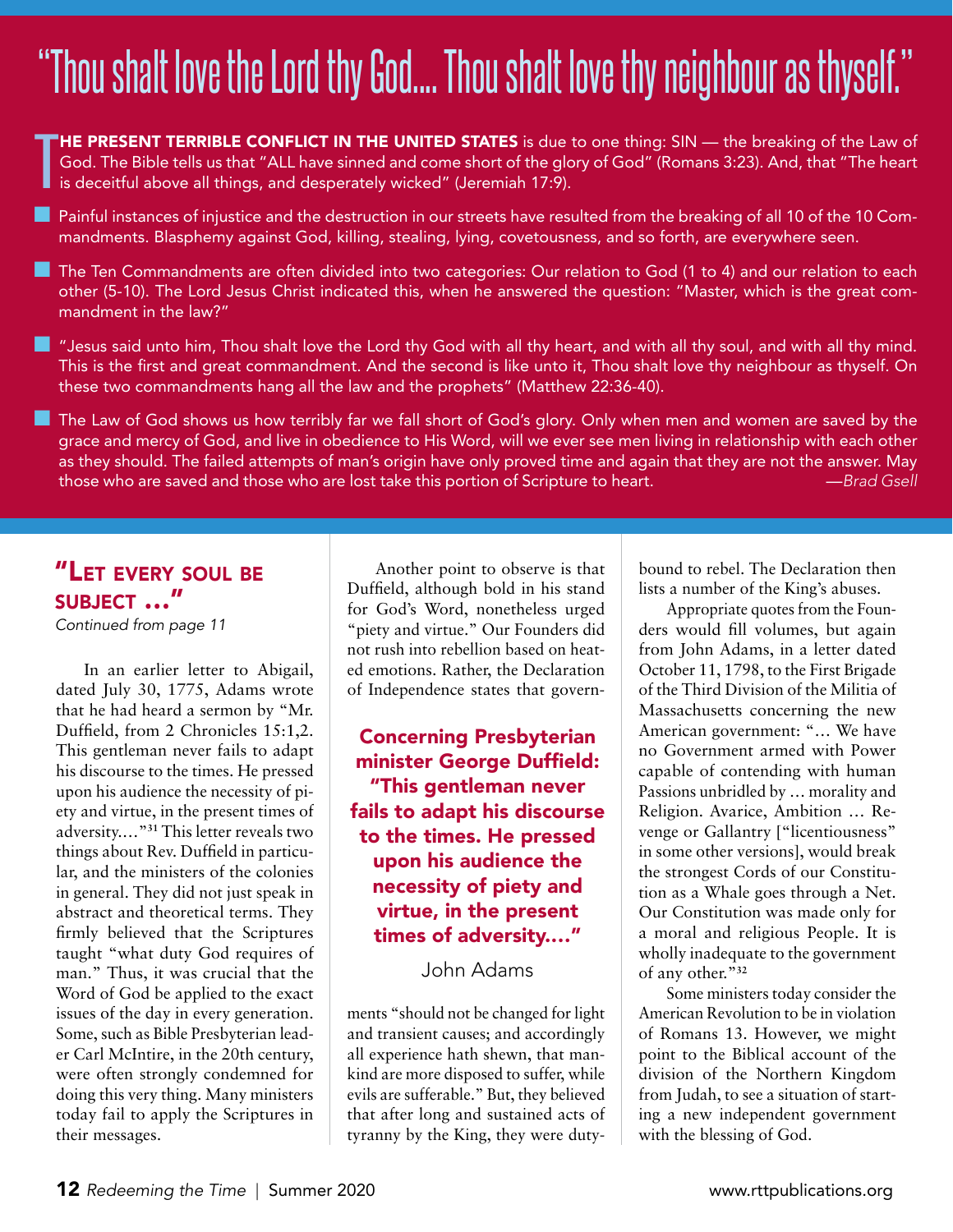# "Thou shalt love the Lord thy God.... Thou shalt love thy neighbour as thyself."

**THE PRESENT TERRIBLE CONFLICT IN THE UNITED STATES** is due to one thing: SIN — the breaking of the Law of God. The Bible tells us that "ALL have sinned and come short of the glory of God" (Romans 3:23). And, that "The heart is deceitful above all things, and desperately wicked" (Jeremiah 17:9).

- Painful instances of injustice and the destruction in our streets have resulted from the breaking of all 10 of the 10 Commandments. Blasphemy against God, killing, stealing, lying, covetousness, and so forth, are everywhere seen.
- The Ten Commandments are often divided into two categories: Our relation to God (1 to 4) and our relation to each other (5-10). The Lord Jesus Christ indicated this, when he answered the question: "Master, which is the great commandment in the law?"
- "Jesus said unto him, Thou shalt love the Lord thy God with all thy heart, and with all thy soul, and with all thy mind. This is the first and great commandment. And the second is like unto it, Thou shalt love thy neighbour as thyself. On these two commandments hang all the law and the prophets" (Matthew 22:36-40).
- The Law of God shows us how terribly far we fall short of God's glory. Only when men and women are saved by the grace and mercy of God, and live in obedience to His Word, will we ever see men living in relationship with each other as they should. The failed attempts of man's origin have only proved time and again that they are not the answer. May those who are saved and those who are lost take this portion of Scripture to heart. *—Brad Gsell*

## "Let every soul be subject ..."

*Continued from page 11*

In an earlier letter to Abigail, dated July 30, 1775, Adams wrote that he had heard a sermon by "Mr. Duffield, from 2 Chronicles 15:1,2. This gentleman never fails to adapt his discourse to the times. He pressed upon his audience the necessity of piety and virtue, in the present times of adversity...."[31] This letter reveals two things about Rev. Duffield in particular, and the ministers of the colonies in general. They did not just speak in abstract and theoretical terms. They firmly believed that the Scriptures taught "what duty God requires of man." Thus, it was crucial that the Word of God be applied to the exact issues of the day in every generation. Some, such as Bible Presbyterian leader Carl McIntire, in the 20th century, were often strongly condemned for doing this very thing. Many ministers today fail to apply the Scriptures in their messages.

Another point to observe is that Duffield, although bold in his stand for God's Word, nonetheless urged "piety and virtue." Our Founders did not rush into rebellion based on heated emotions. Rather, the Declaration of Independence states that governments "should not be changed for light and transient causes; and accordingly all experience hath shewn, that mankind are more disposed to suffer, while evils are sufferable." But, they believed that after long and sustained acts of tyranny by the King, they were duty-bound to rebel. The Declaration then lists a number of the King's abuses.

> **Concerning Presbyterian minister George Duffield: "This gentleman never fails to adapt his discourse to the times. He pressed upon his audience the necessity of piety and virtue, in the present times of adversity...."**
>
> John Adams

Appropriate quotes from the Founders would fill volumes, but again from John Adams, in a letter dated October 11, 1798, to the First Brigade of the Third Division of the Militia of Massachusetts concerning the new American government: "... We have no Government armed with Power capable of contending with human Passions unbridled by ... morality and Religion. Avarice, Ambition ... Revenge or Gallantry ["licentiousness" in some other versions], would break the strongest Cords of our Constitution as a Whale goes through a Net. Our Constitution was made only for a moral and religious People. It is wholly inadequate to the government of any other."[32]

Some ministers today consider the American Revolution to be in violation of Romans 13. However, we might point to the Biblical account of the division of the Northern Kingdom from Judah, to see a situation of starting a new independent government with the blessing of God.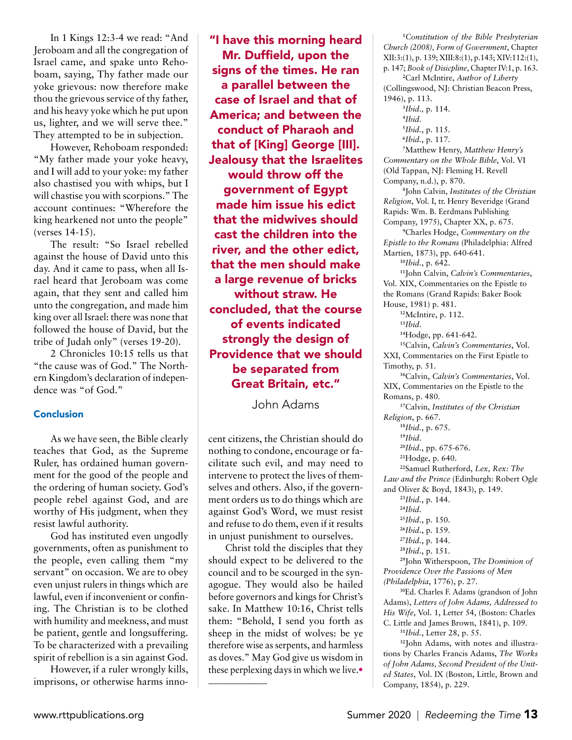In 1 Kings 12:3-4 we read: "And Jeroboam and all the congregation of Israel came, and spake unto Rehoboam, saying, Thy father made our yoke grievous: now therefore make thou the grievous service of thy father, and his heavy yoke which he put upon us, lighter, and we will serve thee." They attempted to be in subjection.

However, Rehoboam responded: "My father made your yoke heavy, and I will add to your yoke: my father also chastised you with whips, but I will chastise you with scorpions." The account continues: "Wherefore the king hearkened not unto the people" (verses 14-15).

The result: "So Israel rebelled against the house of David unto this day. And it came to pass, when all Israel heard that Jeroboam was come again, that they sent and called him unto the congregation, and made him king over all Israel: there was none that followed the house of David, but the tribe of Judah only" (verses 19-20).

2 Chronicles 10:15 tells us that "the cause was of God." The Northern Kingdom's declaration of independence was "of God."

### Conclusion

As we have seen, the Bible clearly teaches that God, as the Supreme Ruler, has ordained human government for the good of the people and the ordering of human society. God's people rebel against God, and are worthy of His judgment, when they resist lawful authority.

God has instituted even ungodly governments, often as punishment to the people, even calling them "my servant" on occasion. We are to obey even unjust rulers in things which are lawful, even if inconvenient or confining. The Christian is to be clothed with humility and meekness, and must be patient, gentle and longsuffering. To be characterized with a prevailing spirit of rebellion is a sin against God.

However, if a ruler wrongly kills, imprisons, or otherwise harms innocent citizens, the Christian should do nothing to condone, encourage or facilitate such evil, and may need to intervene to protect the lives of themselves and others. Also, if the government orders us to do things which are against God's Word, we must resist and refuse to do them, even if it results in unjust punishment to ourselves.

Christ told the disciples that they should expect to be delivered to the council and to be scourged in the synagogue. They would also be hailed before governors and kings for Christ's sake. In Matthew 10:16, Christ tells them: "Behold, I send you forth as sheep in the midst of wolves: be ye therefore wise as serpents, and harmless as doves." May God give us wisdom in these perplexing days in which we live.•

> **"I have this morning heard Mr. Duffield, upon the signs of the times. He ran a parallel between the case of Israel and that of America; and between the conduct of Pharaoh and that of [King] George [III]. Jealousy that the Israelites would throw off the government of Egypt made him issue his edict that the midwives should cast the children into the river, and the other edict, that the men should make a large revenue of bricks without straw. He concluded, that the course of events indicated strongly the design of Providence that we should be separated from Great Britain, etc."**
>
> John Adams

---

[1] *Constitution of the Bible Presbyterian Church (2008), Form of Government*, Chapter XII:3:(1), p. 139; XIII:8:(1), p.143; XIV:112:(1), p. 147; *Book of Disicpline*, Chapter IV:1, p. 163.

[2] Carl McIntire, *Author of Liberty* (Collingswood, NJ: Christian Beacon Press, 1946), p. 113.

[3] *Ibid.,* p. 114.

[4] *Ibid.*

[5] *Ibid.*, p. 115.

[6] *Ibid.*, p. 117.

[7] Matthew Henry, *Matthew Henry's Commentary on the Whole Bible*, Vol. VI (Old Tappan, NJ: Fleming H. Revell Company, n.d.), p. 870.

[8] John Calvin, *Institutes of the Christian Religion*, Vol. I, tr. Henry Beveridge (Grand Rapids: Wm. B. Eerdmans Publishing Company, 1975), Chapter XX, p. 675.

[9] Charles Hodge, *Commentary on the Epistle to the Romans* (Philadelphia: Alfred Martien, 1873), pp. 640-641.

[10] *Ibid.*, p. 642.

[11] John Calvin, *Calvin's Commentaries*, Vol. XIX, Commentaries on the Epistle to the Romans (Grand Rapids: Baker Book House, 1981) p. 481.

[12] McIntire, p. 112.

[13] *Ibid.*

[14] Hodge, pp. 641-642.

[15] Calvin, *Calvin's Commentaries*, Vol. XXI, Commentaries on the First Epistle to Timothy, p. 51.

[16] Calvin, *Calvin's Commentaries*, Vol. XIX, Commentaries on the Epistle to the Romans, p. 480.

[17] Calvin, *Institutes of the Christian Religion*, p. 667.

[18] *Ibid.*, p. 675.

[19] *Ibid.*

[20] *Ibid.*, pp. 675-676.

[21] Hodge, p. 640.

[22] Samuel Rutherford, *Lex, Rex: The Law and the Prince* (Edinburgh: Robert Ogle and Oliver & Boyd, 1843), p. 149.

[23] *Ibid.*, p. 144.

[24] *Ibid.*

[25] *Ibid.*, p. 150.

[26] *Ibid.*, p. 159.

[27] *Ibid.*, p. 144.

[28] *Ibid.*, p. 151.

[29] John Witherspoon, *The Dominion of Providence Over the Passions of Men (Philadelphia*, 1776), p. 27.

[30] Ed. Charles F. Adams (grandson of John Adams), *Letters of John Adams, Addressed to His Wife*, Vol. 1, Letter 54, (Boston: Charles C. Little and James Brown, 1841), p. 109.

[31] *Ibid.*, Letter 28, p. 55.

[32] John Adams, with notes and illustrations by Charles Francis Adams, *The Works of John Adams, Second President of the United States*, Vol. IX (Boston, Little, Brown and Company, 1854), p. 229.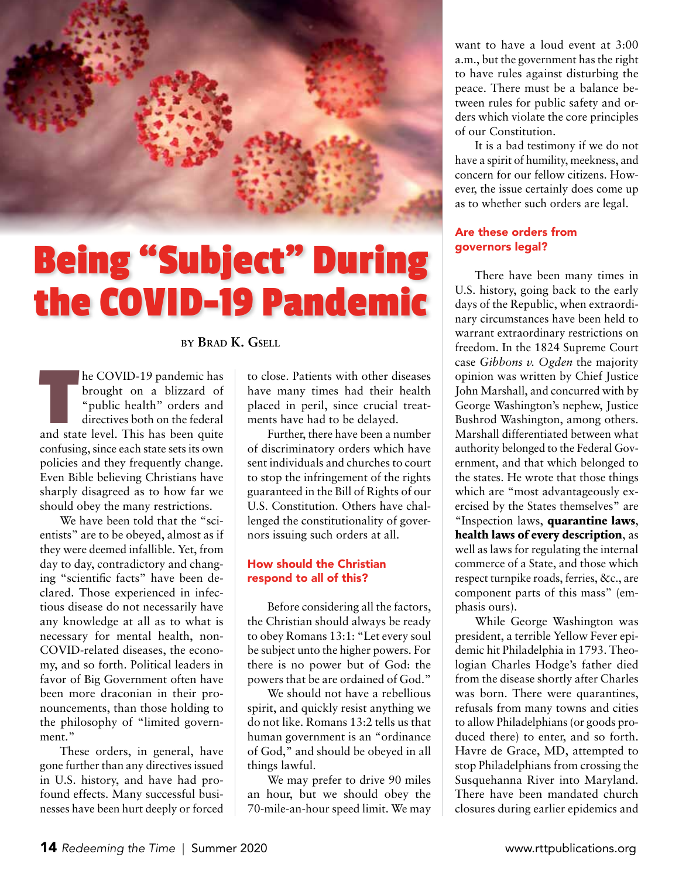# Being "Subject" During the COVID-19 Pandemic

BY BRAD K. GSELL

The COVID-19 pandemic has brought on a blizzard of "public health" orders and directives both on the federal and state level. This has been quite confusing, since each state sets its own policies and they frequently change. Even Bible believing Christians have sharply disagreed as to how far we should obey the many restrictions.

We have been told that the "scientists" are to be obeyed, almost as if they were deemed infallible. Yet, from day to day, contradictory and changing "scientific facts" have been declared. Those experienced in infectious disease do not necessarily have any knowledge at all as to what is necessary for mental health, non-COVID-related diseases, the economy, and so forth. Political leaders in favor of Big Government often have been more draconian in their pronouncements, than those holding to the philosophy of "limited government."

These orders, in general, have gone further than any directives issued in U.S. history, and have had profound effects. Many successful businesses have been hurt deeply or forced to close. Patients with other diseases have many times had their health placed in peril, since crucial treatments have had to be delayed.

Further, there have been a number of discriminatory orders which have sent individuals and churches to court to stop the infringement of the rights guaranteed in the Bill of Rights of our U.S. Constitution. Others have challenged the constitutionality of governors issuing such orders at all.

## How should the Christian respond to all of this?

Before considering all the factors, the Christian should always be ready to obey Romans 13:1: "Let every soul be subject unto the higher powers. For there is no power but of God: the powers that be are ordained of God."

We should not have a rebellious spirit, and quickly resist anything we do not like. Romans 13:2 tells us that human government is an "ordinance of God," and should be obeyed in all things lawful.

We may prefer to drive 90 miles an hour, but we should obey the 70-mile-an-hour speed limit. We may want to have a loud event at 3:00 a.m., but the government has the right to have rules against disturbing the peace. There must be a balance between rules for public safety and orders which violate the core principles of our Constitution.

It is a bad testimony if we do not have a spirit of humility, meekness, and concern for our fellow citizens. However, the issue certainly does come up as to whether such orders are legal.

## Are these orders from governors legal?

There have been many times in U.S. history, going back to the early days of the Republic, when extraordinary circumstances have been held to warrant extraordinary restrictions on freedom. In the 1824 Supreme Court case *Gibbons v. Ogden* the majority opinion was written by Chief Justice John Marshall, and concurred with by George Washington's nephew, Justice Bushrod Washington, among others. Marshall differentiated between what authority belonged to the Federal Government, and that which belonged to the states. He wrote that those things which are "most advantageously exercised by the States themselves" are "Inspection laws, **quarantine laws**, **health laws of every description**, as well as laws for regulating the internal commerce of a State, and those which respect turnpike roads, ferries, &c., are component parts of this mass" (emphasis ours).

While George Washington was president, a terrible Yellow Fever epidemic hit Philadelphia in 1793. Theologian Charles Hodge's father died from the disease shortly after Charles was born. There were quarantines, refusals from many towns and cities to allow Philadelphians (or goods produced there) to enter, and so forth. Havre de Grace, MD, attempted to stop Philadelphians from crossing the Susquehanna River into Maryland. There have been mandated church closures during earlier epidemics and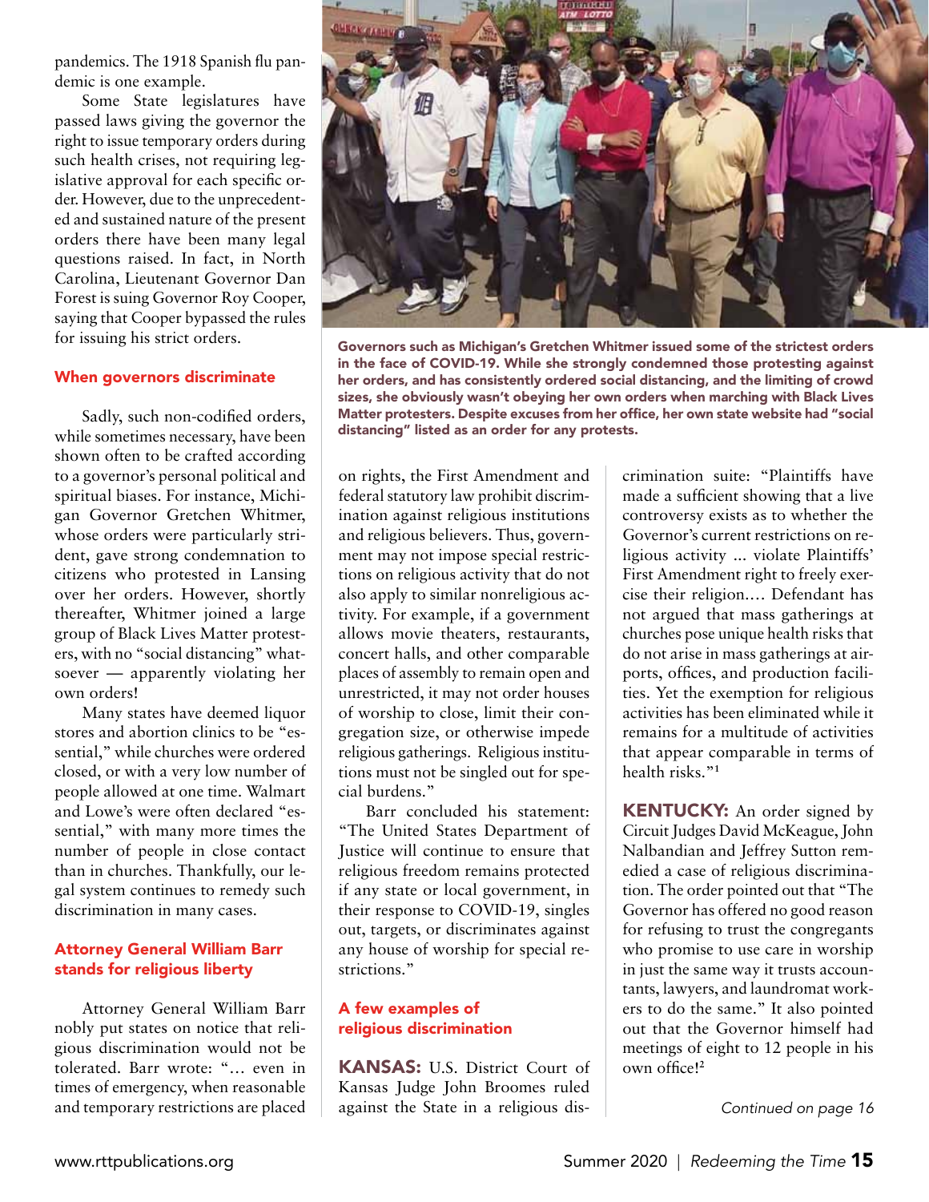pandemics. The 1918 Spanish flu pandemic is one example.

Some State legislatures have passed laws giving the governor the right to issue temporary orders during such health crises, not requiring legislative approval for each specific order. However, due to the unprecedented and sustained nature of the present orders there have been many legal questions raised. In fact, in North Carolina, Lieutenant Governor Dan Forest is suing Governor Roy Cooper, saying that Cooper bypassed the rules for issuing his strict orders.

### When governors discriminate

Sadly, such non-codified orders, while sometimes necessary, have been shown often to be crafted according to a governor's personal political and spiritual biases. For instance, Michigan Governor Gretchen Whitmer, whose orders were particularly strident, gave strong condemnation to citizens who protested in Lansing over her orders. However, shortly thereafter, Whitmer joined a large group of Black Lives Matter protesters, with no "social distancing" whatsoever — apparently violating her own orders!

Many states have deemed liquor stores and abortion clinics to be "essential," while churches were ordered closed, or with a very low number of people allowed at one time. Walmart and Lowe's were often declared "essential," with many more times the number of people in close contact than in churches. Thankfully, our legal system continues to remedy such discrimination in many cases.

### Attorney General William Barr stands for religious liberty

Attorney General William Barr nobly put states on notice that religious discrimination would not be tolerated. Barr wrote: "… even in times of emergency, when reasonable and temporary restrictions are placed on rights, the First Amendment and federal statutory law prohibit discrimination against religious institutions and religious believers. Thus, government may not impose special restrictions on religious activity that do not also apply to similar nonreligious activity. For example, if a government allows movie theaters, restaurants, concert halls, and other comparable places of assembly to remain open and unrestricted, it may not order houses of worship to close, limit their congregation size, or otherwise impede religious gatherings. Religious institutions must not be singled out for special burdens."

Barr concluded his statement: "The United States Department of Justice will continue to ensure that religious freedom remains protected if any state or local government, in their response to COVID-19, singles out, targets, or discriminates against any house of worship for special restrictions."

**Governors such as Michigan's Gretchen Whitmer issued some of the strictest orders in the face of COVID-19. While she strongly condemned those protesting against her orders, and has consistently ordered social distancing, and the limiting of crowd sizes, she obviously wasn't obeying her own orders when marching with Black Lives Matter protesters. Despite excuses from her office, her own state website had "social distancing" listed as an order for any protests.**

### A few examples of religious discrimination

**KANSAS:** U.S. District Court of Kansas Judge John Broomes ruled against the State in a religious discrimination suite: "Plaintiffs have made a sufficient showing that a live controversy exists as to whether the Governor's current restrictions on religious activity … violate Plaintiffs' First Amendment right to freely exercise their religion…. Defendant has not argued that mass gatherings at churches pose unique health risks that do not arise in mass gatherings at airports, offices, and production facilities. Yet the exemption for religious activities has been eliminated while it remains for a multitude of activities that appear comparable in terms of health risks."[1]

**KENTUCKY:** An order signed by Circuit Judges David McKeague, John Nalbandian and Jeffrey Sutton remedied a case of religious discrimination. The order pointed out that "The Governor has offered no good reason for refusing to trust the congregants who promise to use care in worship in just the same way it trusts accountants, lawyers, and laundromat workers to do the same." It also pointed out that the Governor himself had meetings of eight to 12 people in his own office![2]

*Continued on page 16*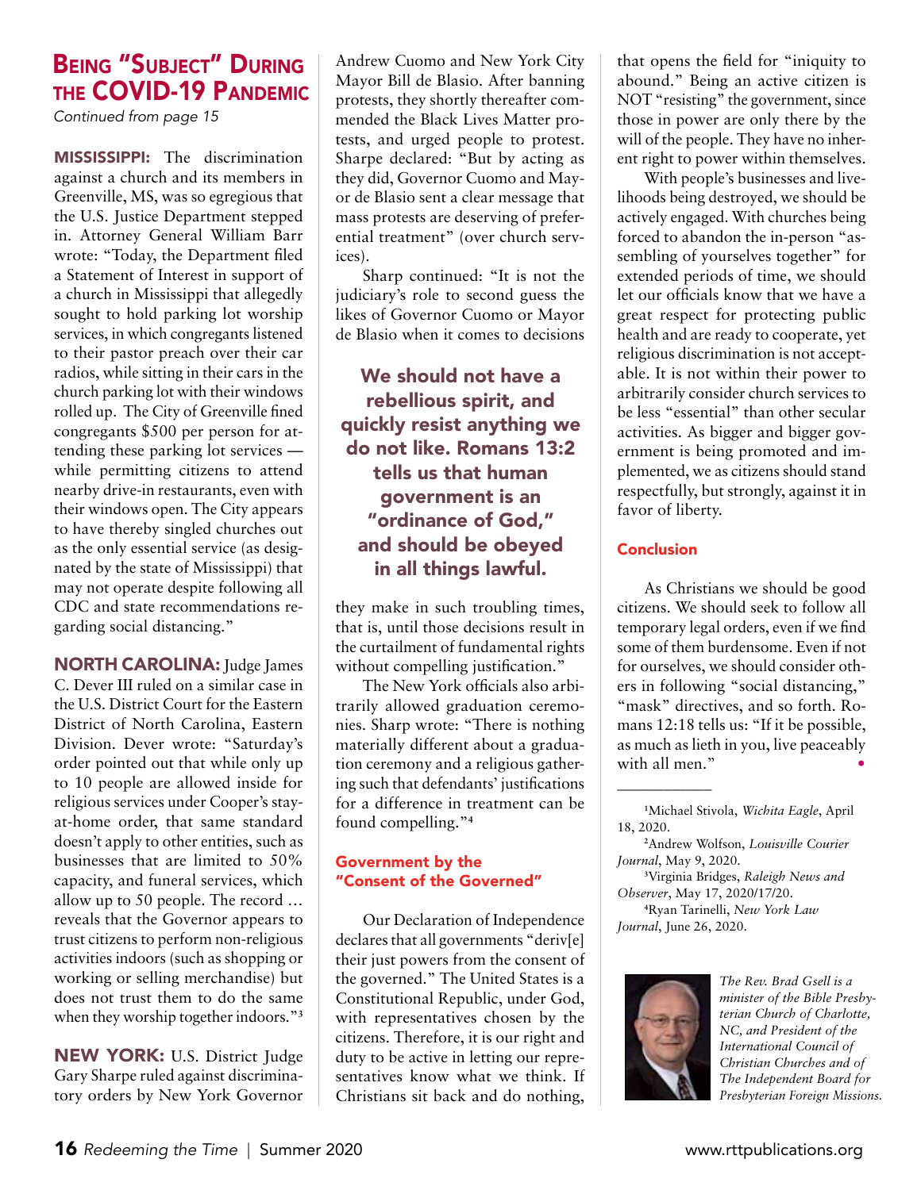# Being "Subject" During the COVID-19 Pandemic

*Continued from page 15*

**MISSISSIPPI:** The discrimination against a church and its members in Greenville, MS, was so egregious that the U.S. Justice Department stepped in. Attorney General William Barr wrote: "Today, the Department filed a Statement of Interest in support of a church in Mississippi that allegedly sought to hold parking lot worship services, in which congregants listened to their pastor preach over their car radios, while sitting in their cars in the church parking lot with their windows rolled up. The City of Greenville fined congregants $500 per person for attending these parking lot services — while permitting citizens to attend nearby drive-in restaurants, even with their windows open. The City appears to have thereby singled churches out as the only essential service (as designated by the state of Mississippi) that may not operate despite following all CDC and state recommendations regarding social distancing."

**NORTH CAROLINA:** Judge James C. Dever III ruled on a similar case in the U.S. District Court for the Eastern District of North Carolina, Eastern Division. Dever wrote: "Saturday's order pointed out that while only up to 10 people are allowed inside for religious services under Cooper's stay-at-home order, that same standard doesn't apply to other entities, such as businesses that are limited to 50% capacity, and funeral services, which allow up to 50 people. The record ... reveals that the Governor appears to trust citizens to perform non-religious activities indoors (such as shopping or working or selling merchandise) but does not trust them to do the same when they worship together indoors."[3]

**NEW YORK:** U.S. District Judge Gary Sharpe ruled against discriminatory orders by New York Governor Andrew Cuomo and New York City Mayor Bill de Blasio. After banning protests, they shortly thereafter commended the Black Lives Matter protests, and urged people to protest. Sharpe declared: "But by acting as they did, Governor Cuomo and Mayor de Blasio sent a clear message that mass protests are deserving of preferential treatment" (over church services).

Sharp continued: "It is not the judiciary's role to second guess the likes of Governor Cuomo or Mayor de Blasio when it comes to decisions they make in such troubling times, that is, until those decisions result in the curtailment of fundamental rights without compelling justification."

**We should not have a rebellious spirit, and quickly resist anything we do not like. Romans 13:2 tells us that human government is an "ordinance of God," and should be obeyed in all things lawful.**

The New York officials also arbitrarily allowed graduation ceremonies. Sharp wrote: "There is nothing materially different about a graduation ceremony and a religious gathering such that defendants' justifications for a difference in treatment can be found compelling."[4]

## Government by the "Consent of the Governed"

Our Declaration of Independence declares that all governments "deriv[e] their just powers from the consent of the governed." The United States is a Constitutional Republic, under God, with representatives chosen by the citizens. Therefore, it is our right and duty to be active in letting our representatives know what we think. If Christians sit back and do nothing, that opens the field for "iniquity to abound." Being an active citizen is NOT "resisting" the government, since those in power are only there by the will of the people. They have no inherent right to power within themselves.

With people's businesses and livelihoods being destroyed, we should be actively engaged. With churches being forced to abandon the in-person "assembling of yourselves together" for extended periods of time, we should let our officials know that we have a great respect for protecting public health and are ready to cooperate, yet religious discrimination is not acceptable. It is not within their power to arbitrarily consider church services to be less "essential" than other secular activities. As bigger and bigger government is being promoted and implemented, we as citizens should stand respectfully, but strongly, against it in favor of liberty.

## Conclusion

As Christians we should be good citizens. We should seek to follow all temporary legal orders, even if we find some of them burdensome. Even if not for ourselves, we should consider others in following "social distancing," "mask" directives, and so forth. Romans 12:18 tells us: "If it be possible, as much as lieth in you, live peaceably with all men."

---

[1]Michael Stivola, *Wichita Eagle*, April 18, 2020.

[2]Andrew Wolfson, *Louisville Courier Journal*, May 9, 2020.

[3]Virginia Bridges, *Raleigh News and Observer*, May 17, 2020/17/20.

[4]Ryan Tarinelli, *New York Law Journal*, June 26, 2020.

*The Rev. Brad Gsell is a minister of the Bible Presbyterian Church of Charlotte, NC, and President of the International Council of Christian Churches and of The Independent Board for Presbyterian Foreign Missions.*